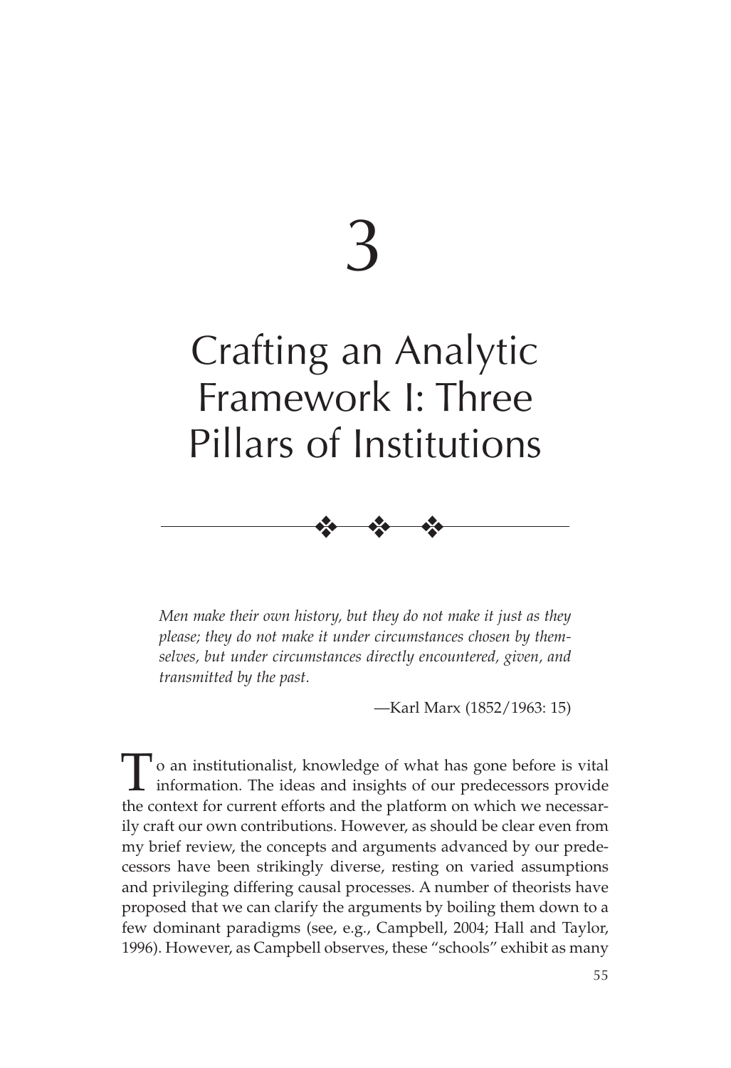# 3

# Crafting an Analytic Framework I: Three Pillars of Institutions

*Men make their own history, but they do not make it just as they please; they do not make it under circumstances chosen by themselves, but under circumstances directly encountered, given, and transmitted by the past.*

—Karl Marx (1852/1963: 15)

To an institutionalist, knowledge of what has gone before is vital information. The ideas and insights of our predecessors provide the context for current efforts and the platform on which we necessarily craft our own contributions. However, as should be clear even from my brief review, the concepts and arguments advanced by our predecessors have been strikingly diverse, resting on varied assumptions and privileging differing causal processes. A number of theorists have proposed that we can clarify the arguments by boiling them down to a few dominant paradigms (see, e.g., Campbell, 2004; Hall and Taylor, 1996). However, as Campbell observes, these "schools" exhibit as many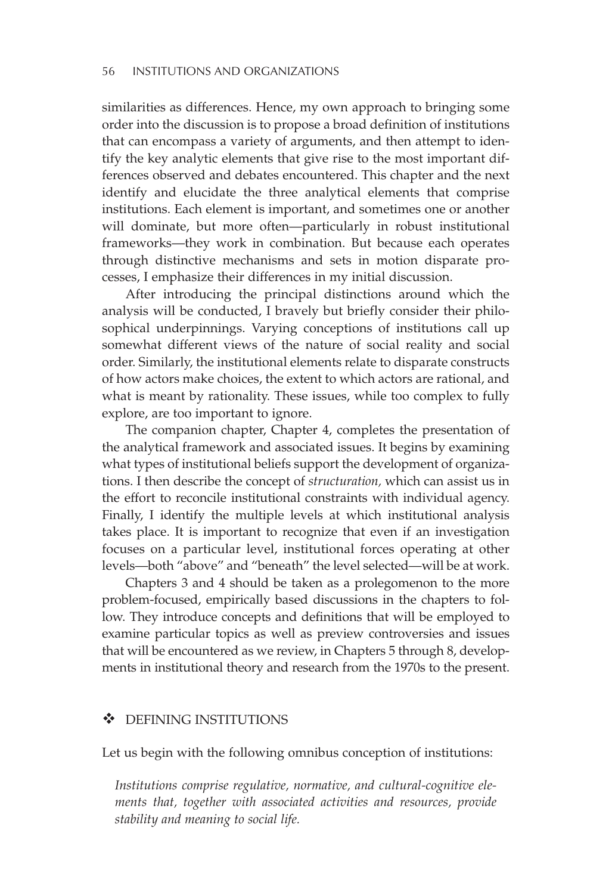similarities as differences. Hence, my own approach to bringing some order into the discussion is to propose a broad definition of institutions that can encompass a variety of arguments, and then attempt to identify the key analytic elements that give rise to the most important differences observed and debates encountered. This chapter and the next identify and elucidate the three analytical elements that comprise institutions. Each element is important, and sometimes one or another will dominate, but more often—particularly in robust institutional frameworks—they work in combination. But because each operates through distinctive mechanisms and sets in motion disparate processes, I emphasize their differences in my initial discussion.

After introducing the principal distinctions around which the analysis will be conducted, I bravely but briefly consider their philosophical underpinnings. Varying conceptions of institutions call up somewhat different views of the nature of social reality and social order. Similarly, the institutional elements relate to disparate constructs of how actors make choices, the extent to which actors are rational, and what is meant by rationality. These issues, while too complex to fully explore, are too important to ignore.

The companion chapter, Chapter 4, completes the presentation of the analytical framework and associated issues. It begins by examining what types of institutional beliefs support the development of organizations. I then describe the concept of *structuration,* which can assist us in the effort to reconcile institutional constraints with individual agency. Finally, I identify the multiple levels at which institutional analysis takes place. It is important to recognize that even if an investigation focuses on a particular level, institutional forces operating at other levels—both "above" and "beneath" the level selected—will be at work.

Chapters 3 and 4 should be taken as a prolegomenon to the more problem-focused, empirically based discussions in the chapters to follow. They introduce concepts and definitions that will be employed to examine particular topics as well as preview controversies and issues that will be encountered as we review, in Chapters 5 through 8, developments in institutional theory and research from the 1970s to the present.

## ❖ DEFINING INSTITUTIONS

Let us begin with the following omnibus conception of institutions:

> *Institutions comprise regulative, normative, and cultural-cognitive elements that, together with associated activities and resources, provide stability and meaning to social life.*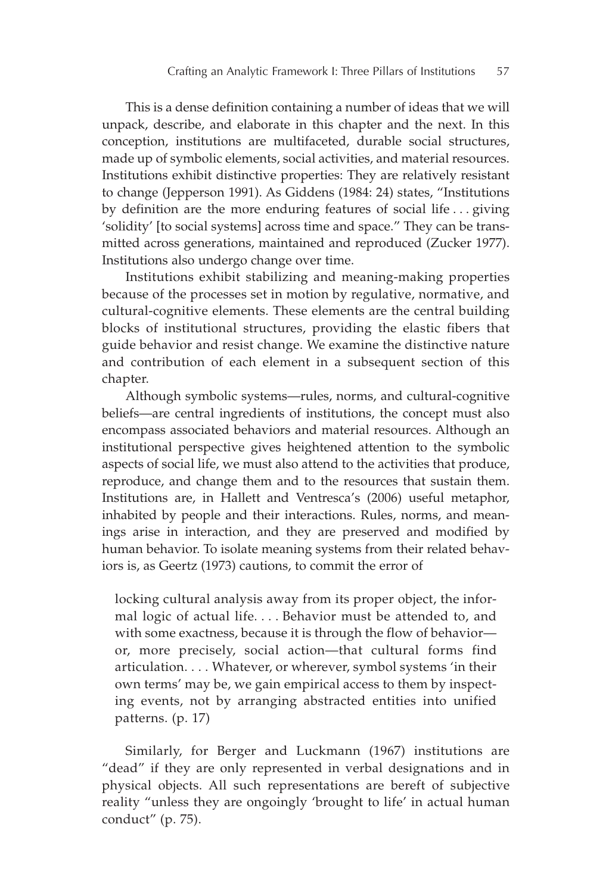This is a dense definition containing a number of ideas that we will unpack, describe, and elaborate in this chapter and the next. In this conception, institutions are multifaceted, durable social structures, made up of symbolic elements, social activities, and material resources. Institutions exhibit distinctive properties: They are relatively resistant to change (Jepperson 1991). As Giddens (1984: 24) states, "Institutions by definition are the more enduring features of social life . . . giving 'solidity' [to social systems] across time and space." They can be transmitted across generations, maintained and reproduced (Zucker 1977). Institutions also undergo change over time.

Institutions exhibit stabilizing and meaning-making properties because of the processes set in motion by regulative, normative, and cultural-cognitive elements. These elements are the central building blocks of institutional structures, providing the elastic fibers that guide behavior and resist change. We examine the distinctive nature and contribution of each element in a subsequent section of this chapter.

Although symbolic systems—rules, norms, and cultural-cognitive beliefs—are central ingredients of institutions, the concept must also encompass associated behaviors and material resources. Although an institutional perspective gives heightened attention to the symbolic aspects of social life, we must also attend to the activities that produce, reproduce, and change them and to the resources that sustain them. Institutions are, in Hallett and Ventresca's (2006) useful metaphor, inhabited by people and their interactions. Rules, norms, and meanings arise in interaction, and they are preserved and modified by human behavior. To isolate meaning systems from their related behaviors is, as Geertz (1973) cautions, to commit the error of

> locking cultural analysis away from its proper object, the informal logic of actual life. . . . Behavior must be attended to, and with some exactness, because it is through the flow of behavior—or, more precisely, social action—that cultural forms find articulation. . . . Whatever, or wherever, symbol systems 'in their own terms' may be, we gain empirical access to them by inspecting events, not by arranging abstracted entities into unified patterns. (p. 17)

Similarly, for Berger and Luckmann (1967) institutions are "dead" if they are only represented in verbal designations and in physical objects. All such representations are bereft of subjective reality "unless they are ongoingly 'brought to life' in actual human conduct" (p. 75).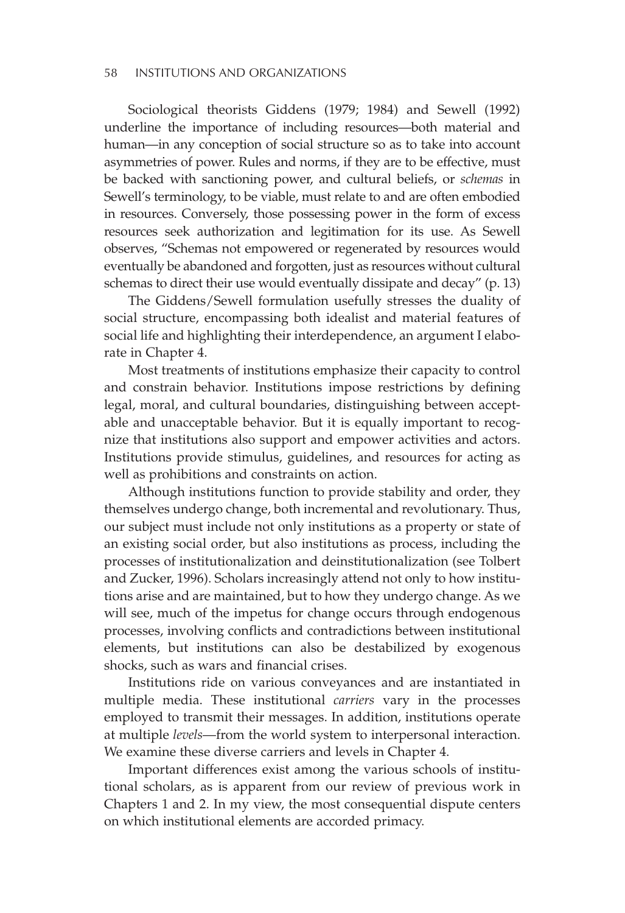Sociological theorists Giddens (1979; 1984) and Sewell (1992) underline the importance of including resources—both material and human—in any conception of social structure so as to take into account asymmetries of power. Rules and norms, if they are to be effective, must be backed with sanctioning power, and cultural beliefs, or *schemas* in Sewell's terminology, to be viable, must relate to and are often embodied in resources. Conversely, those possessing power in the form of excess resources seek authorization and legitimation for its use. As Sewell observes, "Schemas not empowered or regenerated by resources would eventually be abandoned and forgotten, just as resources without cultural schemas to direct their use would eventually dissipate and decay" (p. 13)

The Giddens/Sewell formulation usefully stresses the duality of social structure, encompassing both idealist and material features of social life and highlighting their interdependence, an argument I elaborate in Chapter 4.

Most treatments of institutions emphasize their capacity to control and constrain behavior. Institutions impose restrictions by defining legal, moral, and cultural boundaries, distinguishing between acceptable and unacceptable behavior. But it is equally important to recognize that institutions also support and empower activities and actors. Institutions provide stimulus, guidelines, and resources for acting as well as prohibitions and constraints on action.

Although institutions function to provide stability and order, they themselves undergo change, both incremental and revolutionary. Thus, our subject must include not only institutions as a property or state of an existing social order, but also institutions as process, including the processes of institutionalization and deinstitutionalization (see Tolbert and Zucker, 1996). Scholars increasingly attend not only to how institutions arise and are maintained, but to how they undergo change. As we will see, much of the impetus for change occurs through endogenous processes, involving conflicts and contradictions between institutional elements, but institutions can also be destabilized by exogenous shocks, such as wars and financial crises.

Institutions ride on various conveyances and are instantiated in multiple media. These institutional *carriers* vary in the processes employed to transmit their messages. In addition, institutions operate at multiple *levels*—from the world system to interpersonal interaction. We examine these diverse carriers and levels in Chapter 4.

Important differences exist among the various schools of institutional scholars, as is apparent from our review of previous work in Chapters 1 and 2. In my view, the most consequential dispute centers on which institutional elements are accorded primacy.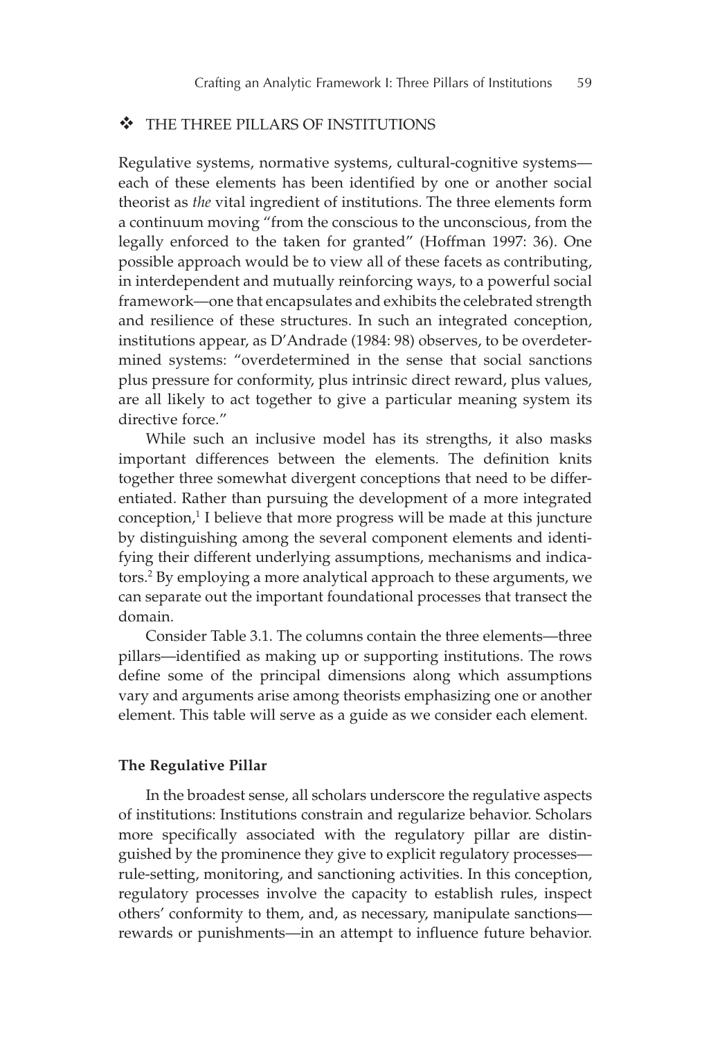## ❖ THE THREE PILLARS OF INSTITUTIONS

Regulative systems, normative systems, cultural-cognitive systems—each of these elements has been identified by one or another social theorist as *the* vital ingredient of institutions. The three elements form a continuum moving "from the conscious to the unconscious, from the legally enforced to the taken for granted" (Hoffman 1997: 36). One possible approach would be to view all of these facets as contributing, in interdependent and mutually reinforcing ways, to a powerful social framework—one that encapsulates and exhibits the celebrated strength and resilience of these structures. In such an integrated conception, institutions appear, as D'Andrade (1984: 98) observes, to be overdetermined systems: "overdetermined in the sense that social sanctions plus pressure for conformity, plus intrinsic direct reward, plus values, are all likely to act together to give a particular meaning system its directive force."

While such an inclusive model has its strengths, it also masks important differences between the elements. The definition knits together three somewhat divergent conceptions that need to be differentiated. Rather than pursuing the development of a more integrated conception,[1] I believe that more progress will be made at this juncture by distinguishing among the several component elements and identifying their different underlying assumptions, mechanisms and indicators.[2] By employing a more analytical approach to these arguments, we can separate out the important foundational processes that transect the domain.

Consider Table 3.1. The columns contain the three elements—three pillars—identified as making up or supporting institutions. The rows define some of the principal dimensions along which assumptions vary and arguments arise among theorists emphasizing one or another element. This table will serve as a guide as we consider each element.

### The Regulative Pillar

In the broadest sense, all scholars underscore the regulative aspects of institutions: Institutions constrain and regularize behavior. Scholars more specifically associated with the regulatory pillar are distinguished by the prominence they give to explicit regulatory processes—rule-setting, monitoring, and sanctioning activities. In this conception, regulatory processes involve the capacity to establish rules, inspect others' conformity to them, and, as necessary, manipulate sanctions—rewards or punishments—in an attempt to influence future behavior.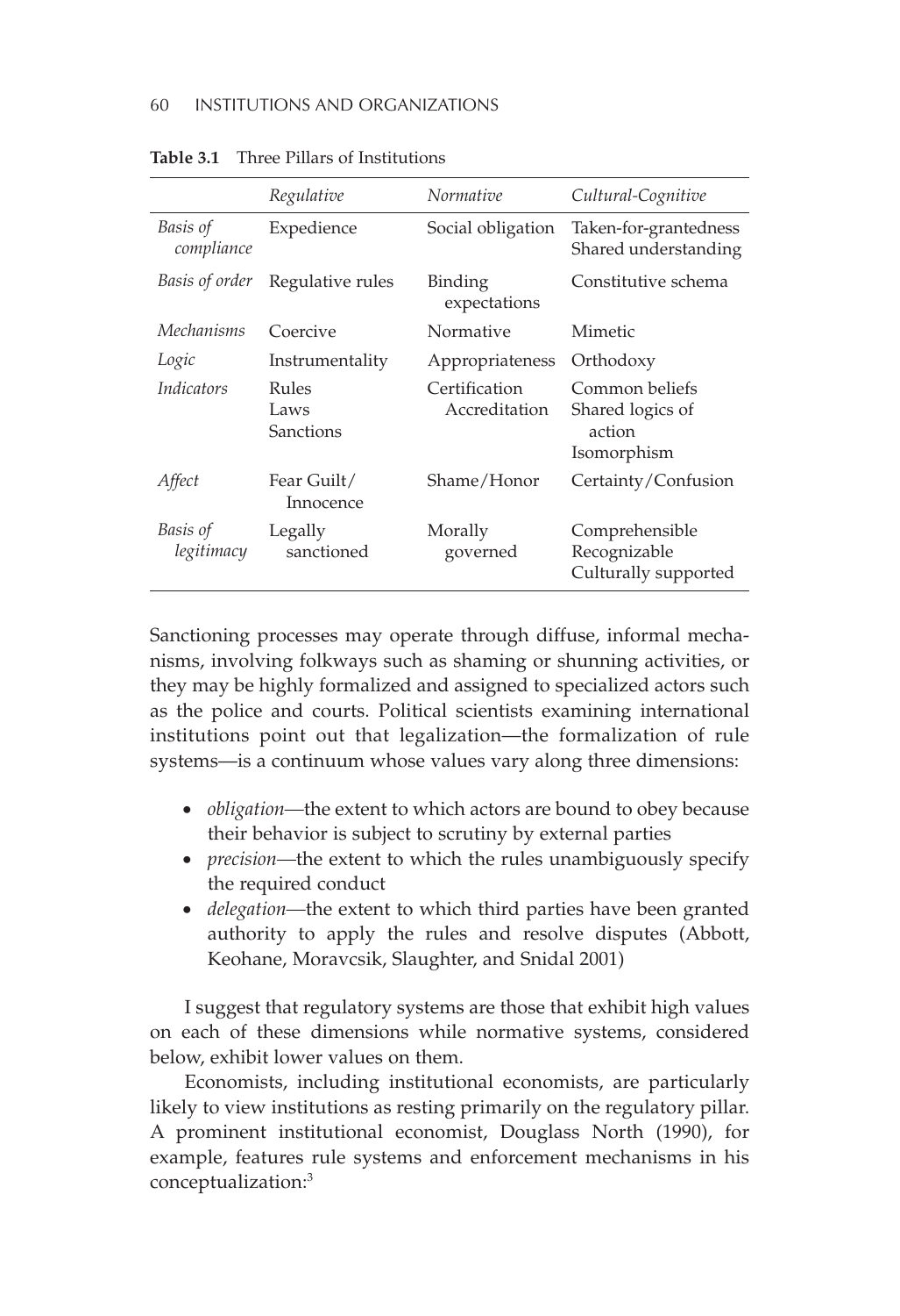**Table 3.1** Three Pillars of Institutions

| | *Regulative* | *Normative* | *Cultural-Cognitive* |
|---|---|---|---|
| *Basis of compliance* | Expedience | Social obligation | Taken-for-grantedness Shared understanding |
| *Basis of order* | Regulative rules | Binding expectations | Constitutive schema |
| *Mechanisms* | Coercive | Normative | Mimetic |
| *Logic* | Instrumentality | Appropriateness | Orthodoxy |
| *Indicators* | Rules Laws Sanctions | Certification Accreditation | Common beliefs Shared logics of action Isomorphism |
| *Affect* | Fear Guilt/ Innocence | Shame/Honor | Certainty/Confusion |
| *Basis of legitimacy* | Legally sanctioned | Morally governed | Comprehensible Recognizable Culturally supported |

Sanctioning processes may operate through diffuse, informal mechanisms, involving folkways such as shaming or shunning activities, or they may be highly formalized and assigned to specialized actors such as the police and courts. Political scientists examining international institutions point out that legalization—the formalization of rule systems—is a continuum whose values vary along three dimensions:

- *obligation*—the extent to which actors are bound to obey because their behavior is subject to scrutiny by external parties
- *precision*—the extent to which the rules unambiguously specify the required conduct
- *delegation*—the extent to which third parties have been granted authority to apply the rules and resolve disputes (Abbott, Keohane, Moravcsik, Slaughter, and Snidal 2001)

I suggest that regulatory systems are those that exhibit high values on each of these dimensions while normative systems, considered below, exhibit lower values on them.

Economists, including institutional economists, are particularly likely to view institutions as resting primarily on the regulatory pillar. A prominent institutional economist, Douglass North (1990), for example, features rule systems and enforcement mechanisms in his conceptualization:[3]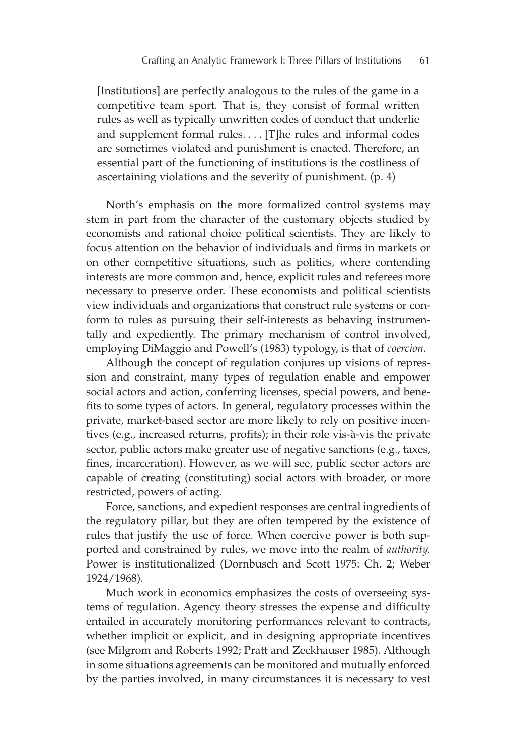> [Institutions] are perfectly analogous to the rules of the game in a competitive team sport. That is, they consist of formal written rules as well as typically unwritten codes of conduct that underlie and supplement formal rules. . . . [T]he rules and informal codes are sometimes violated and punishment is enacted. Therefore, an essential part of the functioning of institutions is the costliness of ascertaining violations and the severity of punishment. (p. 4)

North's emphasis on the more formalized control systems may stem in part from the character of the customary objects studied by economists and rational choice political scientists. They are likely to focus attention on the behavior of individuals and firms in markets or on other competitive situations, such as politics, where contending interests are more common and, hence, explicit rules and referees more necessary to preserve order. These economists and political scientists view individuals and organizations that construct rule systems or conform to rules as pursuing their self-interests as behaving instrumentally and expediently. The primary mechanism of control involved, employing DiMaggio and Powell's (1983) typology, is that of *coercion.*

Although the concept of regulation conjures up visions of repression and constraint, many types of regulation enable and empower social actors and action, conferring licenses, special powers, and benefits to some types of actors. In general, regulatory processes within the private, market-based sector are more likely to rely on positive incentives (e.g., increased returns, profits); in their role vis-à-vis the private sector, public actors make greater use of negative sanctions (e.g., taxes, fines, incarceration). However, as we will see, public sector actors are capable of creating (constituting) social actors with broader, or more restricted, powers of acting.

Force, sanctions, and expedient responses are central ingredients of the regulatory pillar, but they are often tempered by the existence of rules that justify the use of force. When coercive power is both supported and constrained by rules, we move into the realm of *authority.* Power is institutionalized (Dornbusch and Scott 1975: Ch. 2; Weber 1924/1968).

Much work in economics emphasizes the costs of overseeing systems of regulation. Agency theory stresses the expense and difficulty entailed in accurately monitoring performances relevant to contracts, whether implicit or explicit, and in designing appropriate incentives (see Milgrom and Roberts 1992; Pratt and Zeckhauser 1985). Although in some situations agreements can be monitored and mutually enforced by the parties involved, in many circumstances it is necessary to vest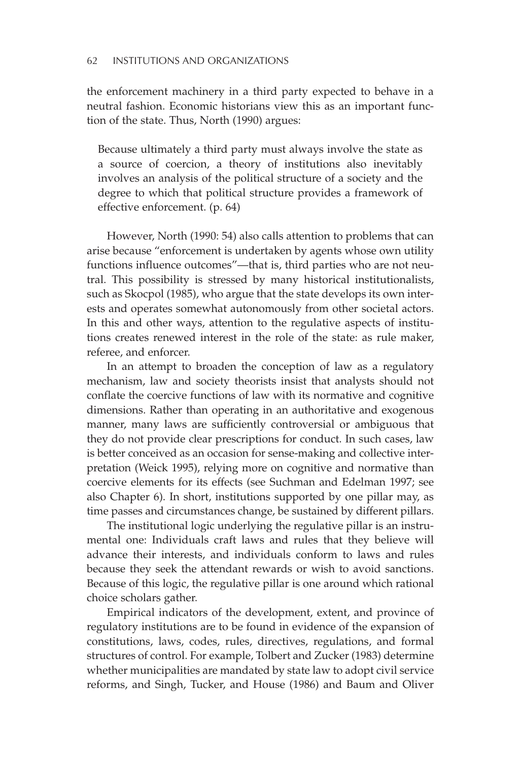the enforcement machinery in a third party expected to behave in a neutral fashion. Economic historians view this as an important function of the state. Thus, North (1990) argues:

> Because ultimately a third party must always involve the state as a source of coercion, a theory of institutions also inevitably involves an analysis of the political structure of a society and the degree to which that political structure provides a framework of effective enforcement. (p. 64)

However, North (1990: 54) also calls attention to problems that can arise because "enforcement is undertaken by agents whose own utility functions influence outcomes"—that is, third parties who are not neutral. This possibility is stressed by many historical institutionalists, such as Skocpol (1985), who argue that the state develops its own interests and operates somewhat autonomously from other societal actors. In this and other ways, attention to the regulative aspects of institutions creates renewed interest in the role of the state: as rule maker, referee, and enforcer.

In an attempt to broaden the conception of law as a regulatory mechanism, law and society theorists insist that analysts should not conflate the coercive functions of law with its normative and cognitive dimensions. Rather than operating in an authoritative and exogenous manner, many laws are sufficiently controversial or ambiguous that they do not provide clear prescriptions for conduct. In such cases, law is better conceived as an occasion for sense-making and collective interpretation (Weick 1995), relying more on cognitive and normative than coercive elements for its effects (see Suchman and Edelman 1997; see also Chapter 6). In short, institutions supported by one pillar may, as time passes and circumstances change, be sustained by different pillars.

The institutional logic underlying the regulative pillar is an instrumental one: Individuals craft laws and rules that they believe will advance their interests, and individuals conform to laws and rules because they seek the attendant rewards or wish to avoid sanctions. Because of this logic, the regulative pillar is one around which rational choice scholars gather.

Empirical indicators of the development, extent, and province of regulatory institutions are to be found in evidence of the expansion of constitutions, laws, codes, rules, directives, regulations, and formal structures of control. For example, Tolbert and Zucker (1983) determine whether municipalities are mandated by state law to adopt civil service reforms, and Singh, Tucker, and House (1986) and Baum and Oliver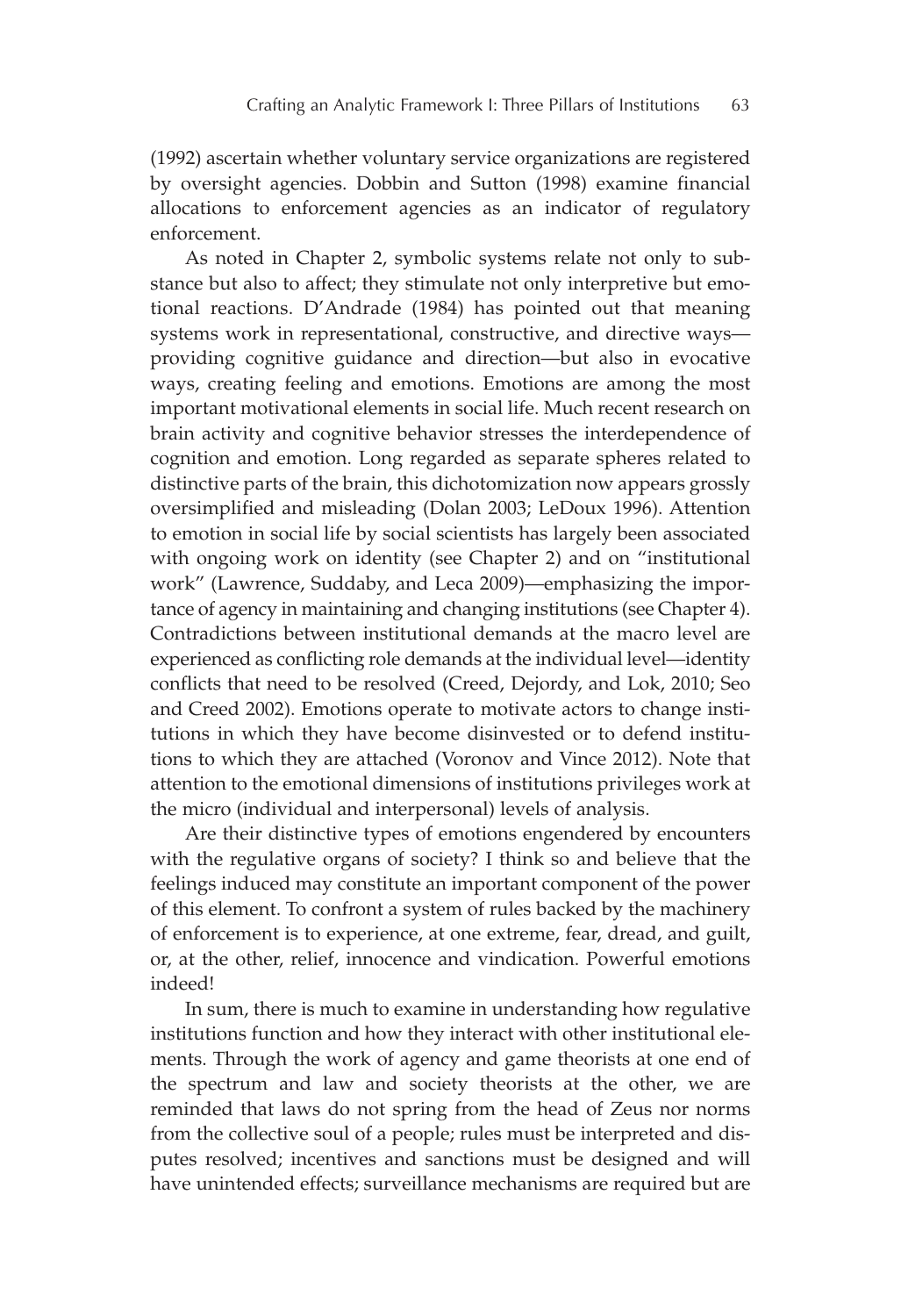(1992) ascertain whether voluntary service organizations are registered by oversight agencies. Dobbin and Sutton (1998) examine financial allocations to enforcement agencies as an indicator of regulatory enforcement.

As noted in Chapter 2, symbolic systems relate not only to substance but also to affect; they stimulate not only interpretive but emotional reactions. D'Andrade (1984) has pointed out that meaning systems work in representational, constructive, and directive ways—providing cognitive guidance and direction—but also in evocative ways, creating feeling and emotions. Emotions are among the most important motivational elements in social life. Much recent research on brain activity and cognitive behavior stresses the interdependence of cognition and emotion. Long regarded as separate spheres related to distinctive parts of the brain, this dichotomization now appears grossly oversimplified and misleading (Dolan 2003; LeDoux 1996). Attention to emotion in social life by social scientists has largely been associated with ongoing work on identity (see Chapter 2) and on "institutional work" (Lawrence, Suddaby, and Leca 2009)—emphasizing the importance of agency in maintaining and changing institutions (see Chapter 4). Contradictions between institutional demands at the macro level are experienced as conflicting role demands at the individual level—identity conflicts that need to be resolved (Creed, Dejordy, and Lok, 2010; Seo and Creed 2002). Emotions operate to motivate actors to change institutions in which they have become disinvested or to defend institutions to which they are attached (Voronov and Vince 2012). Note that attention to the emotional dimensions of institutions privileges work at the micro (individual and interpersonal) levels of analysis.

Are their distinctive types of emotions engendered by encounters with the regulative organs of society? I think so and believe that the feelings induced may constitute an important component of the power of this element. To confront a system of rules backed by the machinery of enforcement is to experience, at one extreme, fear, dread, and guilt, or, at the other, relief, innocence and vindication. Powerful emotions indeed!

In sum, there is much to examine in understanding how regulative institutions function and how they interact with other institutional elements. Through the work of agency and game theorists at one end of the spectrum and law and society theorists at the other, we are reminded that laws do not spring from the head of Zeus nor norms from the collective soul of a people; rules must be interpreted and disputes resolved; incentives and sanctions must be designed and will have unintended effects; surveillance mechanisms are required but are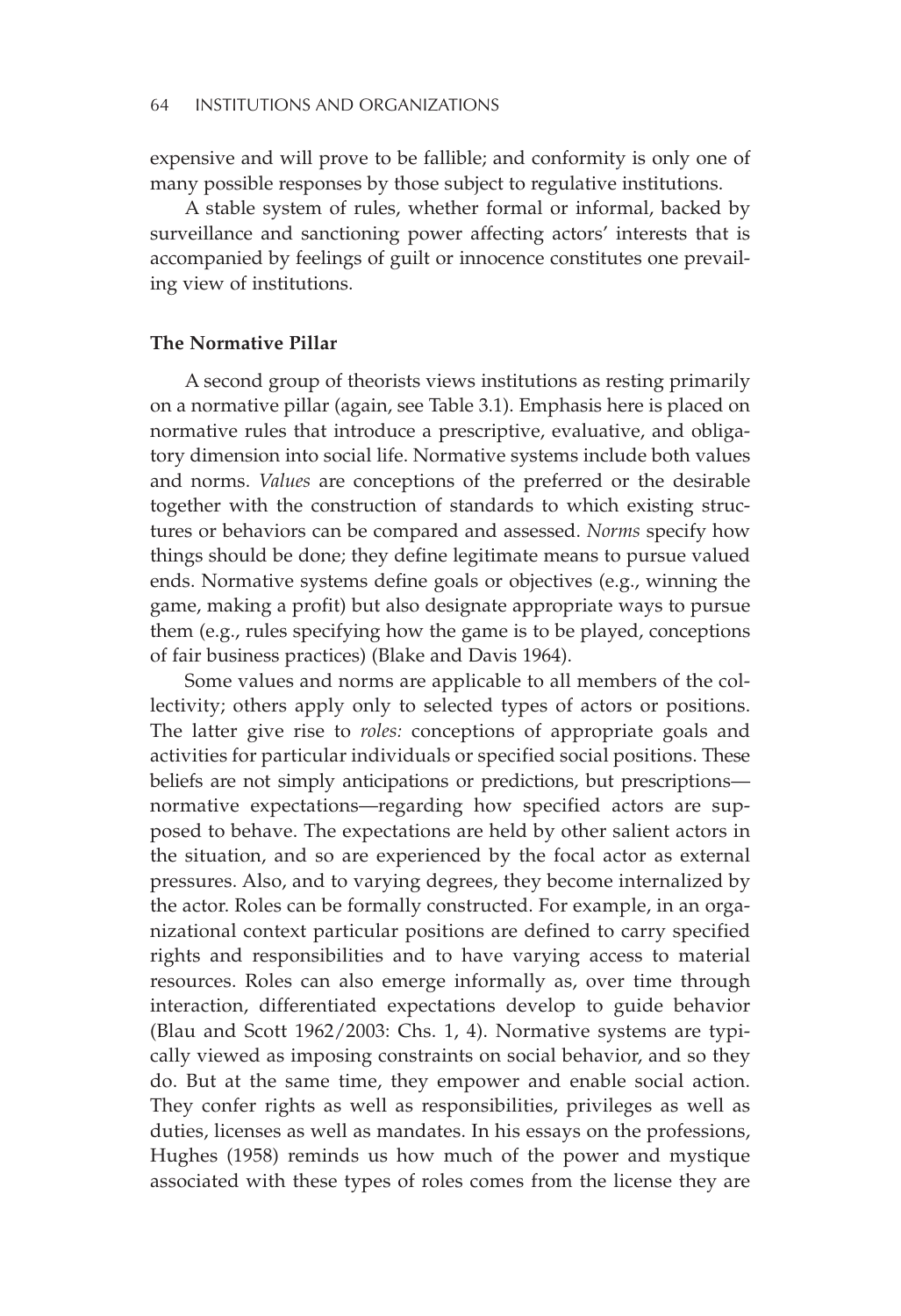expensive and will prove to be fallible; and conformity is only one of many possible responses by those subject to regulative institutions.

A stable system of rules, whether formal or informal, backed by surveillance and sanctioning power affecting actors' interests that is accompanied by feelings of guilt or innocence constitutes one prevailing view of institutions.

### The Normative Pillar

A second group of theorists views institutions as resting primarily on a normative pillar (again, see Table 3.1). Emphasis here is placed on normative rules that introduce a prescriptive, evaluative, and obligatory dimension into social life. Normative systems include both values and norms. *Values* are conceptions of the preferred or the desirable together with the construction of standards to which existing structures or behaviors can be compared and assessed. *Norms* specify how things should be done; they define legitimate means to pursue valued ends. Normative systems define goals or objectives (e.g., winning the game, making a profit) but also designate appropriate ways to pursue them (e.g., rules specifying how the game is to be played, conceptions of fair business practices) (Blake and Davis 1964).

Some values and norms are applicable to all members of the collectivity; others apply only to selected types of actors or positions. The latter give rise to *roles:* conceptions of appropriate goals and activities for particular individuals or specified social positions. These beliefs are not simply anticipations or predictions, but prescriptions—normative expectations—regarding how specified actors are supposed to behave. The expectations are held by other salient actors in the situation, and so are experienced by the focal actor as external pressures. Also, and to varying degrees, they become internalized by the actor. Roles can be formally constructed. For example, in an organizational context particular positions are defined to carry specified rights and responsibilities and to have varying access to material resources. Roles can also emerge informally as, over time through interaction, differentiated expectations develop to guide behavior (Blau and Scott 1962/2003: Chs. 1, 4). Normative systems are typically viewed as imposing constraints on social behavior, and so they do. But at the same time, they empower and enable social action. They confer rights as well as responsibilities, privileges as well as duties, licenses as well as mandates. In his essays on the professions, Hughes (1958) reminds us how much of the power and mystique associated with these types of roles comes from the license they are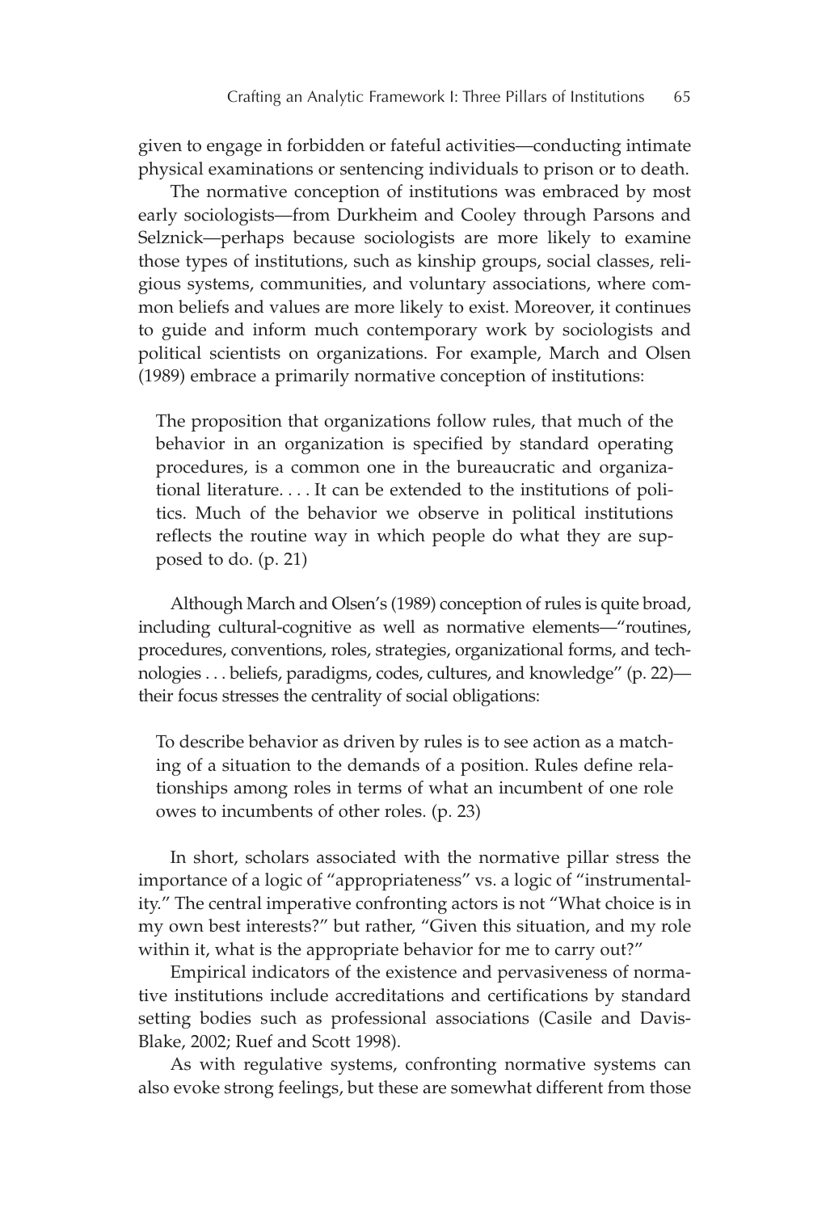given to engage in forbidden or fateful activities—conducting intimate physical examinations or sentencing individuals to prison or to death.

The normative conception of institutions was embraced by most early sociologists—from Durkheim and Cooley through Parsons and Selznick—perhaps because sociologists are more likely to examine those types of institutions, such as kinship groups, social classes, religious systems, communities, and voluntary associations, where common beliefs and values are more likely to exist. Moreover, it continues to guide and inform much contemporary work by sociologists and political scientists on organizations. For example, March and Olsen (1989) embrace a primarily normative conception of institutions:

> The proposition that organizations follow rules, that much of the behavior in an organization is specified by standard operating procedures, is a common one in the bureaucratic and organizational literature. . . . It can be extended to the institutions of politics. Much of the behavior we observe in political institutions reflects the routine way in which people do what they are supposed to do. (p. 21)

Although March and Olsen's (1989) conception of rules is quite broad, including cultural-cognitive as well as normative elements—"routines, procedures, conventions, roles, strategies, organizational forms, and technologies . . . beliefs, paradigms, codes, cultures, and knowledge" (p. 22)—their focus stresses the centrality of social obligations:

> To describe behavior as driven by rules is to see action as a matching of a situation to the demands of a position. Rules define relationships among roles in terms of what an incumbent of one role owes to incumbents of other roles. (p. 23)

In short, scholars associated with the normative pillar stress the importance of a logic of "appropriateness" vs. a logic of "instrumentality." The central imperative confronting actors is not "What choice is in my own best interests?" but rather, "Given this situation, and my role within it, what is the appropriate behavior for me to carry out?"

Empirical indicators of the existence and pervasiveness of normative institutions include accreditations and certifications by standard setting bodies such as professional associations (Casile and Davis-Blake, 2002; Ruef and Scott 1998).

As with regulative systems, confronting normative systems can also evoke strong feelings, but these are somewhat different from those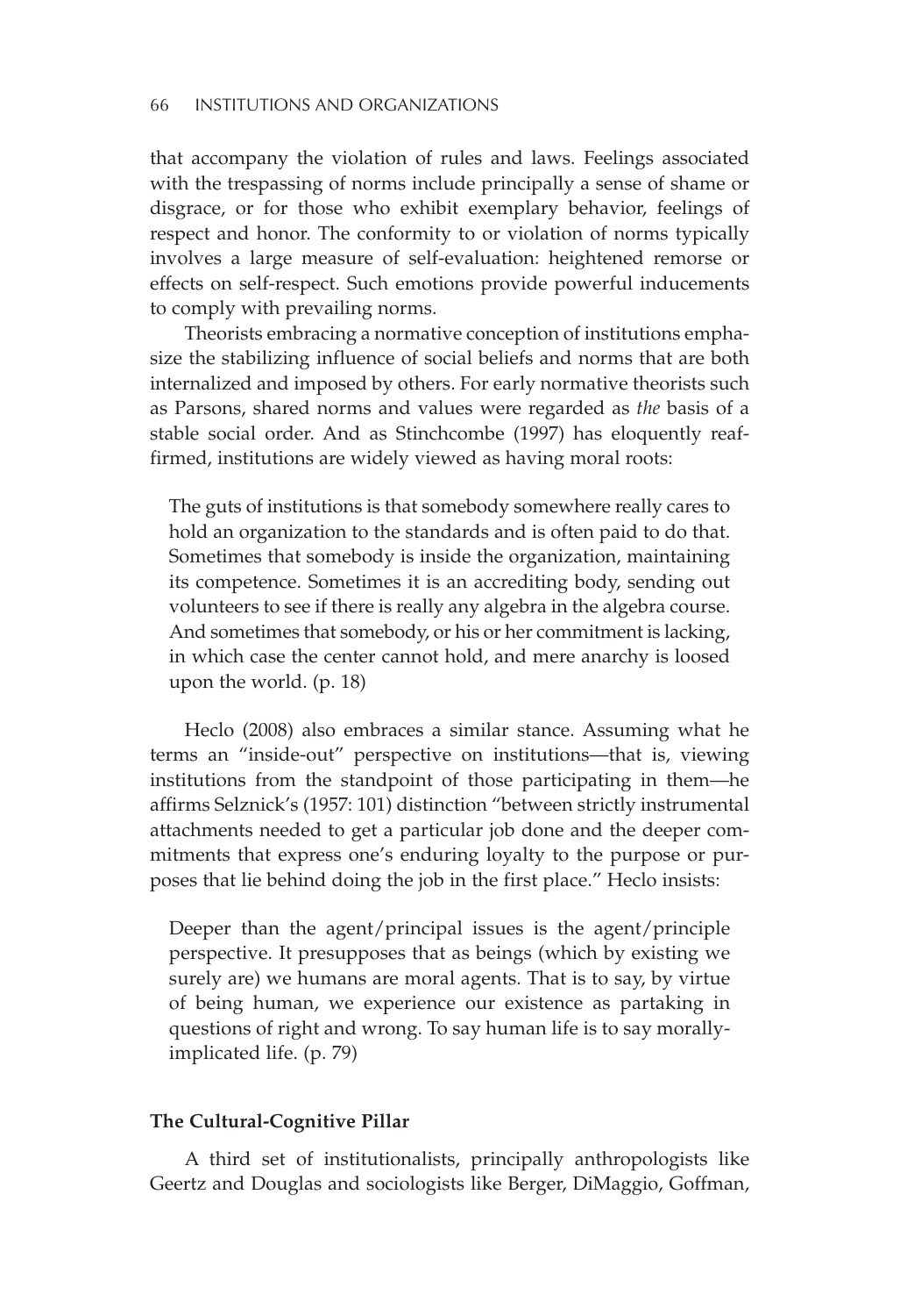that accompany the violation of rules and laws. Feelings associated with the trespassing of norms include principally a sense of shame or disgrace, or for those who exhibit exemplary behavior, feelings of respect and honor. The conformity to or violation of norms typically involves a large measure of self-evaluation: heightened remorse or effects on self-respect. Such emotions provide powerful inducements to comply with prevailing norms.

Theorists embracing a normative conception of institutions emphasize the stabilizing influence of social beliefs and norms that are both internalized and imposed by others. For early normative theorists such as Parsons, shared norms and values were regarded as *the* basis of a stable social order. And as Stinchcombe (1997) has eloquently reaffirmed, institutions are widely viewed as having moral roots:

> The guts of institutions is that somebody somewhere really cares to hold an organization to the standards and is often paid to do that. Sometimes that somebody is inside the organization, maintaining its competence. Sometimes it is an accrediting body, sending out volunteers to see if there is really any algebra in the algebra course. And sometimes that somebody, or his or her commitment is lacking, in which case the center cannot hold, and mere anarchy is loosed upon the world. (p. 18)

Heclo (2008) also embraces a similar stance. Assuming what he terms an "inside-out" perspective on institutions—that is, viewing institutions from the standpoint of those participating in them—he affirms Selznick's (1957: 101) distinction "between strictly instrumental attachments needed to get a particular job done and the deeper commitments that express one's enduring loyalty to the purpose or purposes that lie behind doing the job in the first place." Heclo insists:

> Deeper than the agent/principal issues is the agent/principle perspective. It presupposes that as beings (which by existing we surely are) we humans are moral agents. That is to say, by virtue of being human, we experience our existence as partaking in questions of right and wrong. To say human life is to say morally-implicated life. (p. 79)

### The Cultural-Cognitive Pillar

A third set of institutionalists, principally anthropologists like Geertz and Douglas and sociologists like Berger, DiMaggio, Goffman,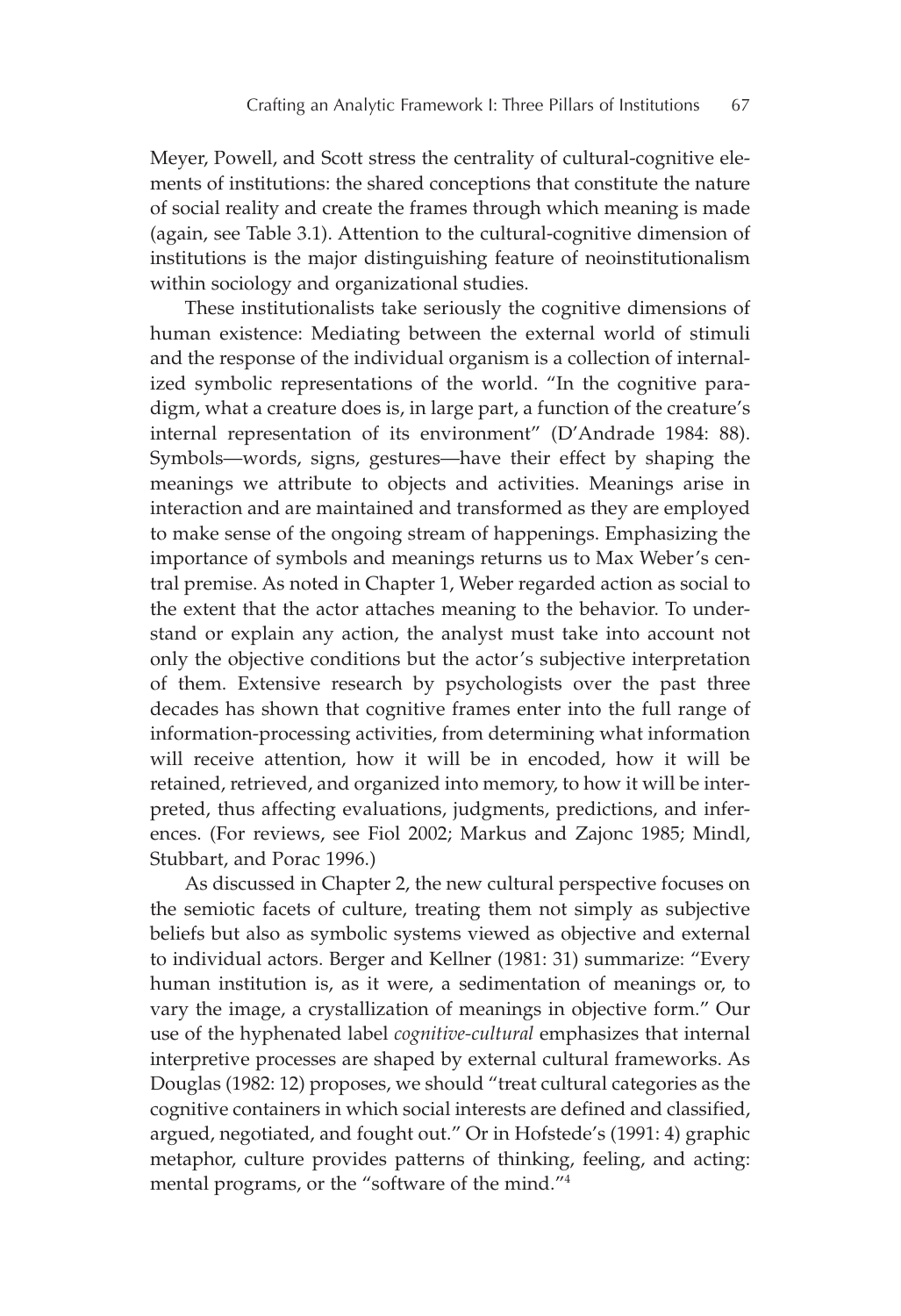Meyer, Powell, and Scott stress the centrality of cultural-cognitive elements of institutions: the shared conceptions that constitute the nature of social reality and create the frames through which meaning is made (again, see Table 3.1). Attention to the cultural-cognitive dimension of institutions is the major distinguishing feature of neoinstitutionalism within sociology and organizational studies.

These institutionalists take seriously the cognitive dimensions of human existence: Mediating between the external world of stimuli and the response of the individual organism is a collection of internalized symbolic representations of the world. "In the cognitive paradigm, what a creature does is, in large part, a function of the creature's internal representation of its environment" (D'Andrade 1984: 88). Symbols—words, signs, gestures—have their effect by shaping the meanings we attribute to objects and activities. Meanings arise in interaction and are maintained and transformed as they are employed to make sense of the ongoing stream of happenings. Emphasizing the importance of symbols and meanings returns us to Max Weber's central premise. As noted in Chapter 1, Weber regarded action as social to the extent that the actor attaches meaning to the behavior. To understand or explain any action, the analyst must take into account not only the objective conditions but the actor's subjective interpretation of them. Extensive research by psychologists over the past three decades has shown that cognitive frames enter into the full range of information-processing activities, from determining what information will receive attention, how it will be in encoded, how it will be retained, retrieved, and organized into memory, to how it will be interpreted, thus affecting evaluations, judgments, predictions, and inferences. (For reviews, see Fiol 2002; Markus and Zajonc 1985; Mindl, Stubbart, and Porac 1996.)

As discussed in Chapter 2, the new cultural perspective focuses on the semiotic facets of culture, treating them not simply as subjective beliefs but also as symbolic systems viewed as objective and external to individual actors. Berger and Kellner (1981: 31) summarize: "Every human institution is, as it were, a sedimentation of meanings or, to vary the image, a crystallization of meanings in objective form." Our use of the hyphenated label *cognitive-cultural* emphasizes that internal interpretive processes are shaped by external cultural frameworks. As Douglas (1982: 12) proposes, we should "treat cultural categories as the cognitive containers in which social interests are defined and classified, argued, negotiated, and fought out." Or in Hofstede's (1991: 4) graphic metaphor, culture provides patterns of thinking, feeling, and acting: mental programs, or the "software of the mind."[4]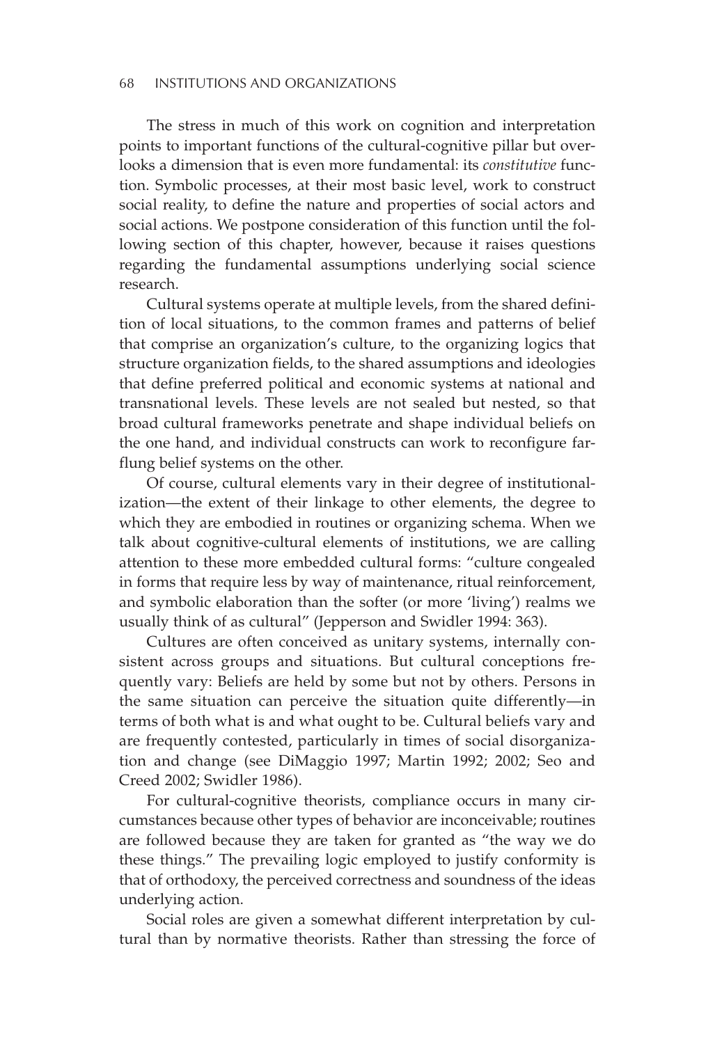The stress in much of this work on cognition and interpretation points to important functions of the cultural-cognitive pillar but overlooks a dimension that is even more fundamental: its *constitutive* function. Symbolic processes, at their most basic level, work to construct social reality, to define the nature and properties of social actors and social actions. We postpone consideration of this function until the following section of this chapter, however, because it raises questions regarding the fundamental assumptions underlying social science research.

Cultural systems operate at multiple levels, from the shared definition of local situations, to the common frames and patterns of belief that comprise an organization's culture, to the organizing logics that structure organization fields, to the shared assumptions and ideologies that define preferred political and economic systems at national and transnational levels. These levels are not sealed but nested, so that broad cultural frameworks penetrate and shape individual beliefs on the one hand, and individual constructs can work to reconfigure far-flung belief systems on the other.

Of course, cultural elements vary in their degree of institutionalization—the extent of their linkage to other elements, the degree to which they are embodied in routines or organizing schema. When we talk about cognitive-cultural elements of institutions, we are calling attention to these more embedded cultural forms: "culture congealed in forms that require less by way of maintenance, ritual reinforcement, and symbolic elaboration than the softer (or more 'living') realms we usually think of as cultural" (Jepperson and Swidler 1994: 363).

Cultures are often conceived as unitary systems, internally consistent across groups and situations. But cultural conceptions frequently vary: Beliefs are held by some but not by others. Persons in the same situation can perceive the situation quite differently—in terms of both what is and what ought to be. Cultural beliefs vary and are frequently contested, particularly in times of social disorganization and change (see DiMaggio 1997; Martin 1992; 2002; Seo and Creed 2002; Swidler 1986).

For cultural-cognitive theorists, compliance occurs in many circumstances because other types of behavior are inconceivable; routines are followed because they are taken for granted as "the way we do these things." The prevailing logic employed to justify conformity is that of orthodoxy, the perceived correctness and soundness of the ideas underlying action.

Social roles are given a somewhat different interpretation by cultural than by normative theorists. Rather than stressing the force of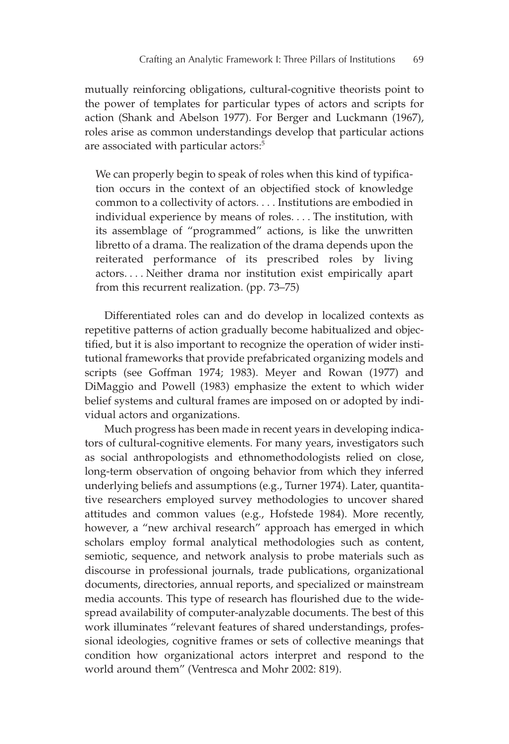mutually reinforcing obligations, cultural-cognitive theorists point to the power of templates for particular types of actors and scripts for action (Shank and Abelson 1977). For Berger and Luckmann (1967), roles arise as common understandings develop that particular actions are associated with particular actors:[5]

> We can properly begin to speak of roles when this kind of typification occurs in the context of an objectified stock of knowledge common to a collectivity of actors. . . . Institutions are embodied in individual experience by means of roles. . . . The institution, with its assemblage of "programmed" actions, is like the unwritten libretto of a drama. The realization of the drama depends upon the reiterated performance of its prescribed roles by living actors. . . . Neither drama nor institution exist empirically apart from this recurrent realization. (pp. 73–75)

Differentiated roles can and do develop in localized contexts as repetitive patterns of action gradually become habitualized and objectified, but it is also important to recognize the operation of wider institutional frameworks that provide prefabricated organizing models and scripts (see Goffman 1974; 1983). Meyer and Rowan (1977) and DiMaggio and Powell (1983) emphasize the extent to which wider belief systems and cultural frames are imposed on or adopted by individual actors and organizations.

Much progress has been made in recent years in developing indicators of cultural-cognitive elements. For many years, investigators such as social anthropologists and ethnomethodologists relied on close, long-term observation of ongoing behavior from which they inferred underlying beliefs and assumptions (e.g., Turner 1974). Later, quantitative researchers employed survey methodologies to uncover shared attitudes and common values (e.g., Hofstede 1984). More recently, however, a "new archival research" approach has emerged in which scholars employ formal analytical methodologies such as content, semiotic, sequence, and network analysis to probe materials such as discourse in professional journals, trade publications, organizational documents, directories, annual reports, and specialized or mainstream media accounts. This type of research has flourished due to the widespread availability of computer-analyzable documents. The best of this work illuminates "relevant features of shared understandings, professional ideologies, cognitive frames or sets of collective meanings that condition how organizational actors interpret and respond to the world around them" (Ventresca and Mohr 2002: 819).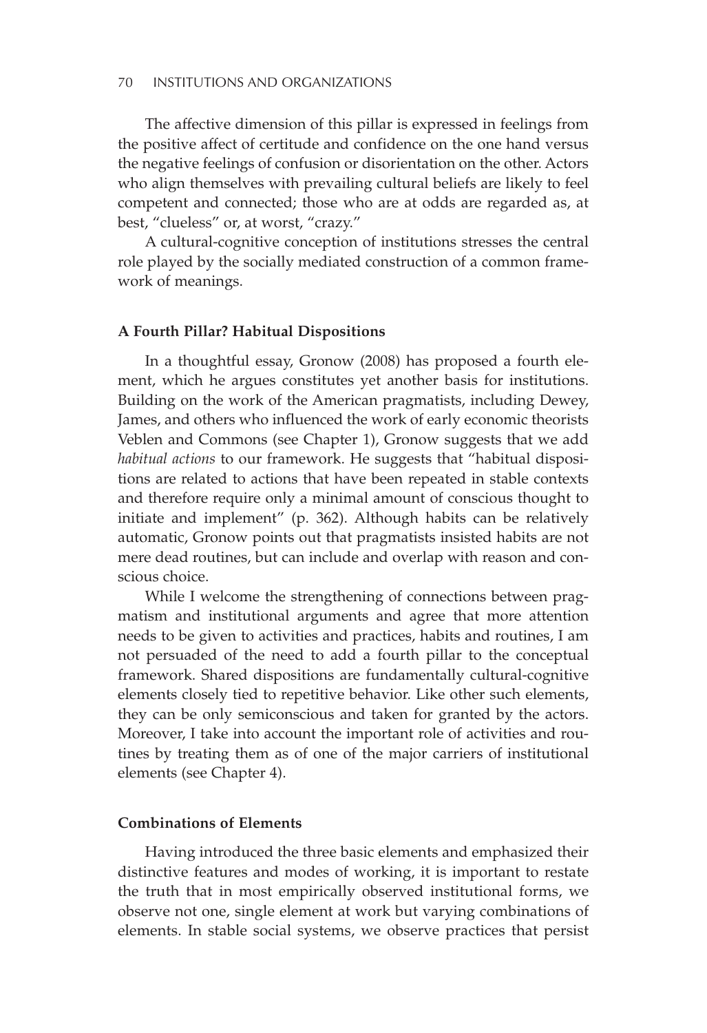The affective dimension of this pillar is expressed in feelings from the positive affect of certitude and confidence on the one hand versus the negative feelings of confusion or disorientation on the other. Actors who align themselves with prevailing cultural beliefs are likely to feel competent and connected; those who are at odds are regarded as, at best, "clueless" or, at worst, "crazy."

A cultural-cognitive conception of institutions stresses the central role played by the socially mediated construction of a common framework of meanings.

### A Fourth Pillar? Habitual Dispositions

In a thoughtful essay, Gronow (2008) has proposed a fourth element, which he argues constitutes yet another basis for institutions. Building on the work of the American pragmatists, including Dewey, James, and others who influenced the work of early economic theorists Veblen and Commons (see Chapter 1), Gronow suggests that we add *habitual actions* to our framework. He suggests that "habitual dispositions are related to actions that have been repeated in stable contexts and therefore require only a minimal amount of conscious thought to initiate and implement" (p. 362). Although habits can be relatively automatic, Gronow points out that pragmatists insisted habits are not mere dead routines, but can include and overlap with reason and conscious choice.

While I welcome the strengthening of connections between pragmatism and institutional arguments and agree that more attention needs to be given to activities and practices, habits and routines, I am not persuaded of the need to add a fourth pillar to the conceptual framework. Shared dispositions are fundamentally cultural-cognitive elements closely tied to repetitive behavior. Like other such elements, they can be only semiconscious and taken for granted by the actors. Moreover, I take into account the important role of activities and routines by treating them as of one of the major carriers of institutional elements (see Chapter 4).

### Combinations of Elements

Having introduced the three basic elements and emphasized their distinctive features and modes of working, it is important to restate the truth that in most empirically observed institutional forms, we observe not one, single element at work but varying combinations of elements. In stable social systems, we observe practices that persist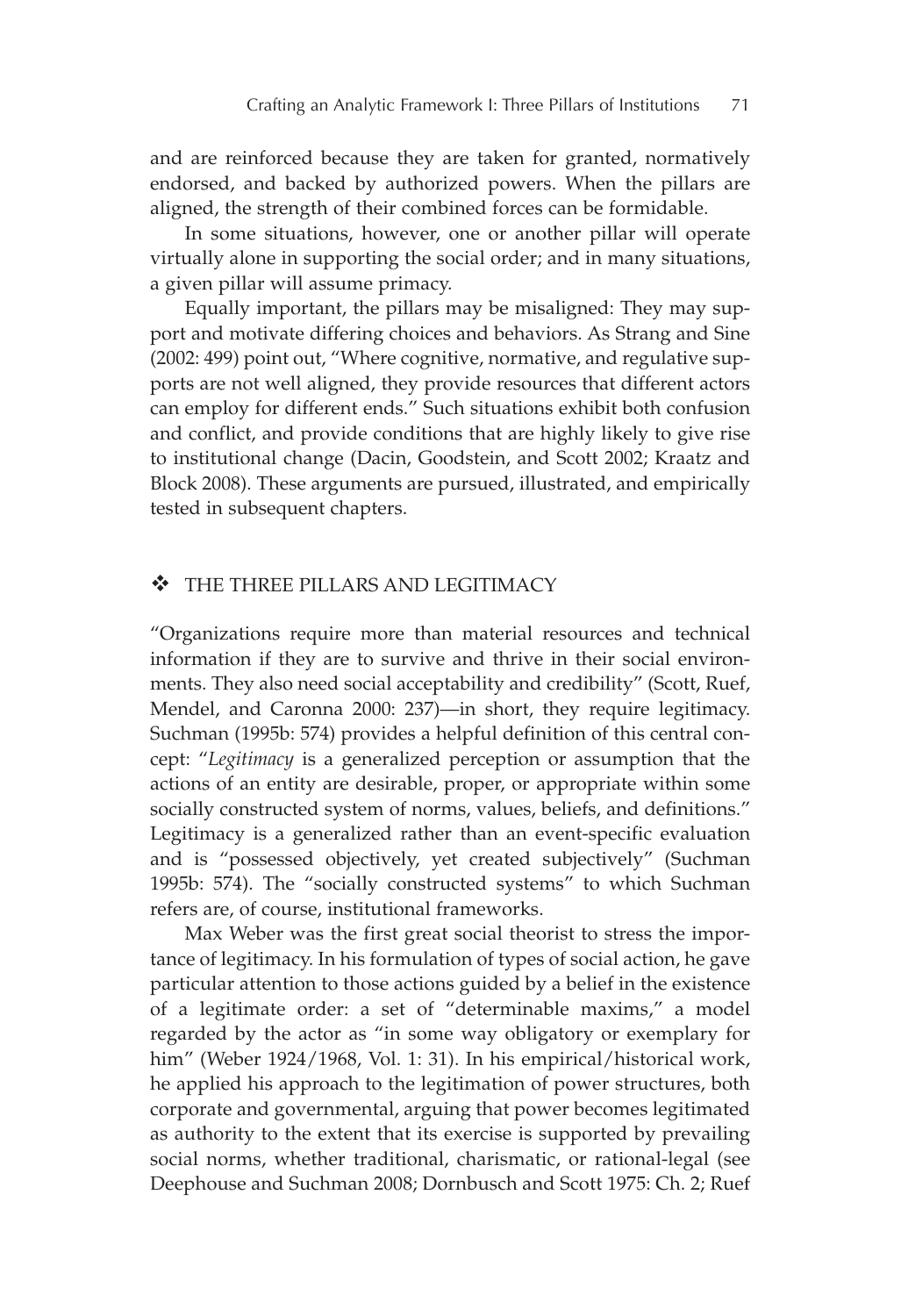and are reinforced because they are taken for granted, normatively endorsed, and backed by authorized powers. When the pillars are aligned, the strength of their combined forces can be formidable.

In some situations, however, one or another pillar will operate virtually alone in supporting the social order; and in many situations, a given pillar will assume primacy.

Equally important, the pillars may be misaligned: They may support and motivate differing choices and behaviors. As Strang and Sine (2002: 499) point out, "Where cognitive, normative, and regulative supports are not well aligned, they provide resources that different actors can employ for different ends." Such situations exhibit both confusion and conflict, and provide conditions that are highly likely to give rise to institutional change (Dacin, Goodstein, and Scott 2002; Kraatz and Block 2008). These arguments are pursued, illustrated, and empirically tested in subsequent chapters.

## ❖ THE THREE PILLARS AND LEGITIMACY

"Organizations require more than material resources and technical information if they are to survive and thrive in their social environments. They also need social acceptability and credibility" (Scott, Ruef, Mendel, and Caronna 2000: 237)—in short, they require legitimacy. Suchman (1995b: 574) provides a helpful definition of this central concept: "*Legitimacy* is a generalized perception or assumption that the actions of an entity are desirable, proper, or appropriate within some socially constructed system of norms, values, beliefs, and definitions." Legitimacy is a generalized rather than an event-specific evaluation and is "possessed objectively, yet created subjectively" (Suchman 1995b: 574). The "socially constructed systems" to which Suchman refers are, of course, institutional frameworks.

Max Weber was the first great social theorist to stress the importance of legitimacy. In his formulation of types of social action, he gave particular attention to those actions guided by a belief in the existence of a legitimate order: a set of "determinable maxims," a model regarded by the actor as "in some way obligatory or exemplary for him" (Weber 1924/1968, Vol. 1: 31). In his empirical/historical work, he applied his approach to the legitimation of power structures, both corporate and governmental, arguing that power becomes legitimated as authority to the extent that its exercise is supported by prevailing social norms, whether traditional, charismatic, or rational-legal (see Deephouse and Suchman 2008; Dornbusch and Scott 1975: Ch. 2; Ruef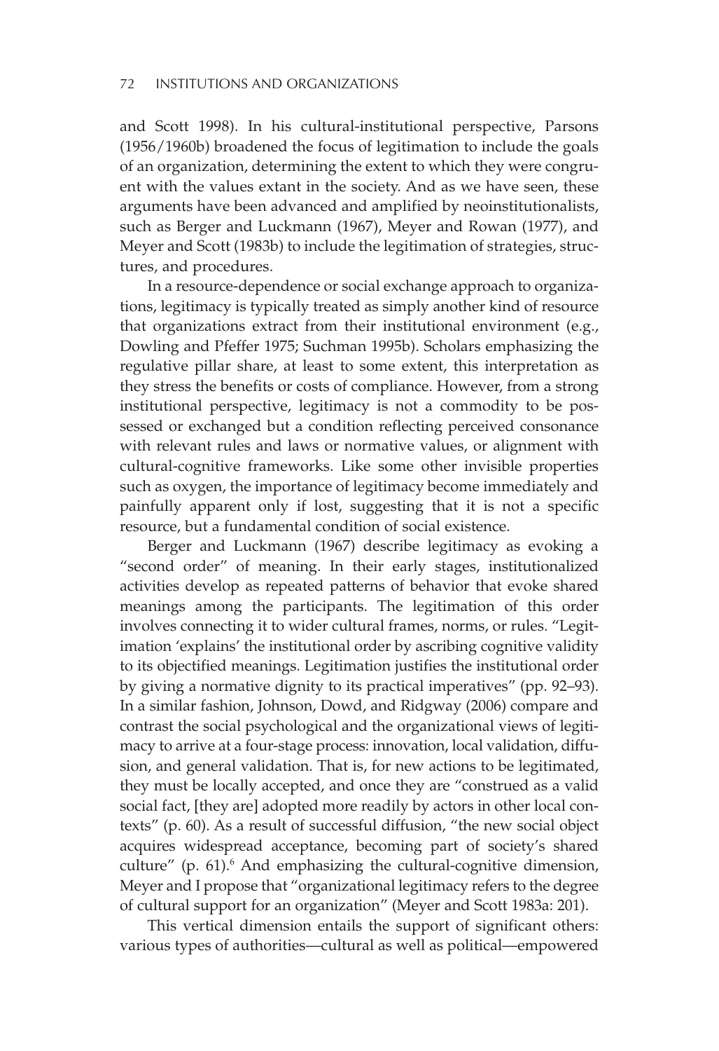and Scott 1998). In his cultural-institutional perspective, Parsons (1956/1960b) broadened the focus of legitimation to include the goals of an organization, determining the extent to which they were congruent with the values extant in the society. And as we have seen, these arguments have been advanced and amplified by neoinstitutionalists, such as Berger and Luckmann (1967), Meyer and Rowan (1977), and Meyer and Scott (1983b) to include the legitimation of strategies, structures, and procedures.

In a resource-dependence or social exchange approach to organizations, legitimacy is typically treated as simply another kind of resource that organizations extract from their institutional environment (e.g., Dowling and Pfeffer 1975; Suchman 1995b). Scholars emphasizing the regulative pillar share, at least to some extent, this interpretation as they stress the benefits or costs of compliance. However, from a strong institutional perspective, legitimacy is not a commodity to be possessed or exchanged but a condition reflecting perceived consonance with relevant rules and laws or normative values, or alignment with cultural-cognitive frameworks. Like some other invisible properties such as oxygen, the importance of legitimacy become immediately and painfully apparent only if lost, suggesting that it is not a specific resource, but a fundamental condition of social existence.

Berger and Luckmann (1967) describe legitimacy as evoking a "second order" of meaning. In their early stages, institutionalized activities develop as repeated patterns of behavior that evoke shared meanings among the participants. The legitimation of this order involves connecting it to wider cultural frames, norms, or rules. "Legitimation 'explains' the institutional order by ascribing cognitive validity to its objectified meanings. Legitimation justifies the institutional order by giving a normative dignity to its practical imperatives" (pp. 92–93). In a similar fashion, Johnson, Dowd, and Ridgway (2006) compare and contrast the social psychological and the organizational views of legitimacy to arrive at a four-stage process: innovation, local validation, diffusion, and general validation. That is, for new actions to be legitimated, they must be locally accepted, and once they are "construed as a valid social fact, [they are] adopted more readily by actors in other local contexts" (p. 60). As a result of successful diffusion, "the new social object acquires widespread acceptance, becoming part of society's shared culture" (p. 61).[6] And emphasizing the cultural-cognitive dimension, Meyer and I propose that "organizational legitimacy refers to the degree of cultural support for an organization" (Meyer and Scott 1983a: 201).

This vertical dimension entails the support of significant others: various types of authorities—cultural as well as political—empowered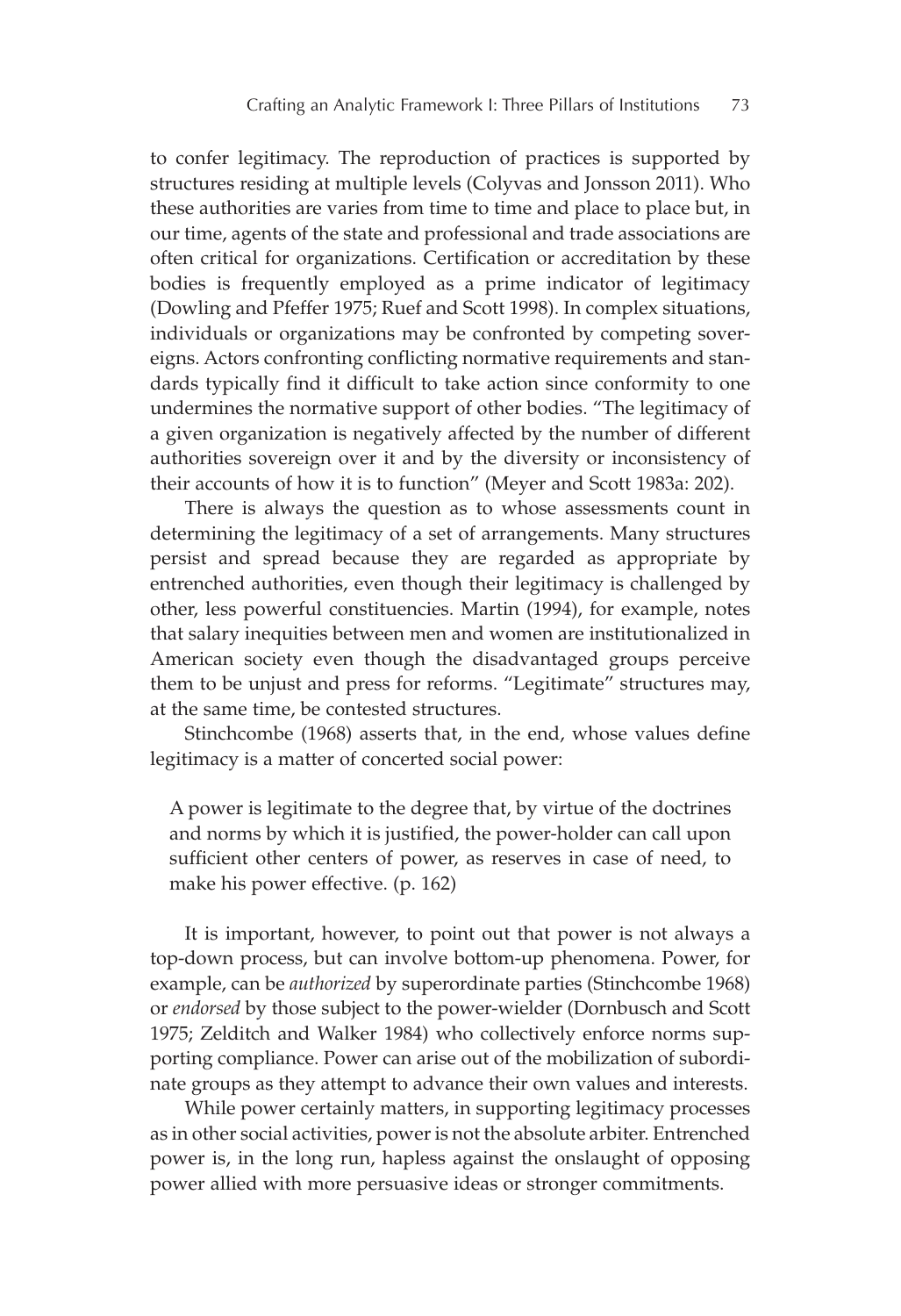to confer legitimacy. The reproduction of practices is supported by structures residing at multiple levels (Colyvas and Jonsson 2011). Who these authorities are varies from time to time and place to place but, in our time, agents of the state and professional and trade associations are often critical for organizations. Certification or accreditation by these bodies is frequently employed as a prime indicator of legitimacy (Dowling and Pfeffer 1975; Ruef and Scott 1998). In complex situations, individuals or organizations may be confronted by competing sovereigns. Actors confronting conflicting normative requirements and standards typically find it difficult to take action since conformity to one undermines the normative support of other bodies. "The legitimacy of a given organization is negatively affected by the number of different authorities sovereign over it and by the diversity or inconsistency of their accounts of how it is to function" (Meyer and Scott 1983a: 202).

There is always the question as to whose assessments count in determining the legitimacy of a set of arrangements. Many structures persist and spread because they are regarded as appropriate by entrenched authorities, even though their legitimacy is challenged by other, less powerful constituencies. Martin (1994), for example, notes that salary inequities between men and women are institutionalized in American society even though the disadvantaged groups perceive them to be unjust and press for reforms. "Legitimate" structures may, at the same time, be contested structures.

Stinchcombe (1968) asserts that, in the end, whose values define legitimacy is a matter of concerted social power:

> A power is legitimate to the degree that, by virtue of the doctrines and norms by which it is justified, the power-holder can call upon sufficient other centers of power, as reserves in case of need, to make his power effective. (p. 162)

It is important, however, to point out that power is not always a top-down process, but can involve bottom-up phenomena. Power, for example, can be *authorized* by superordinate parties (Stinchcombe 1968) or *endorsed* by those subject to the power-wielder (Dornbusch and Scott 1975; Zelditch and Walker 1984) who collectively enforce norms supporting compliance. Power can arise out of the mobilization of subordinate groups as they attempt to advance their own values and interests.

While power certainly matters, in supporting legitimacy processes as in other social activities, power is not the absolute arbiter. Entrenched power is, in the long run, hapless against the onslaught of opposing power allied with more persuasive ideas or stronger commitments.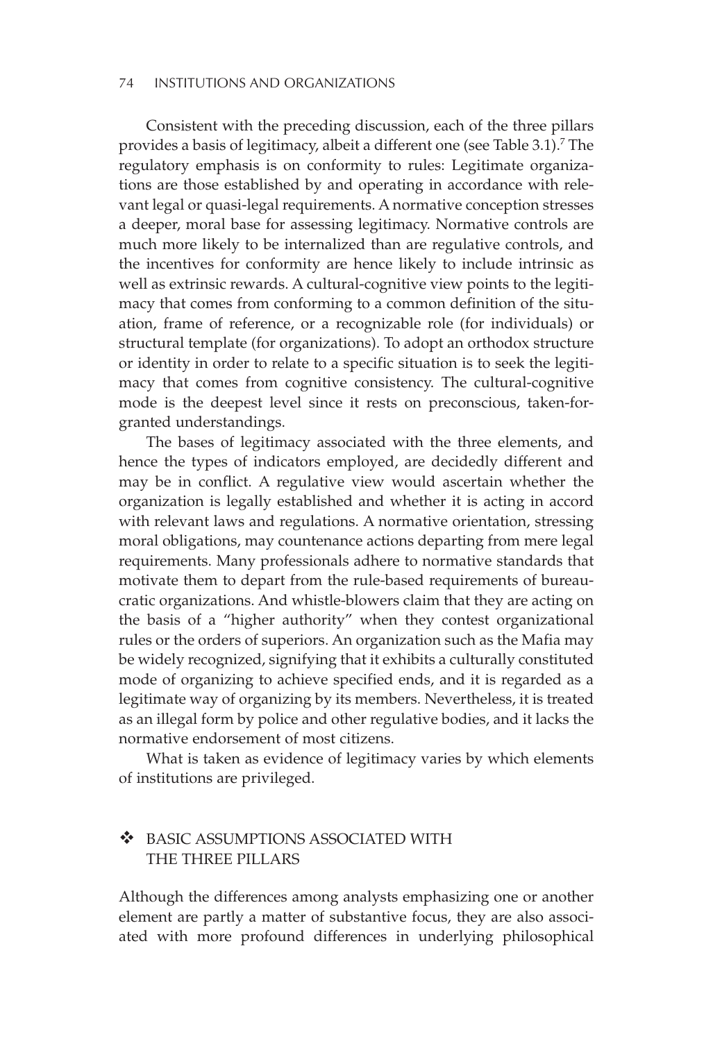Consistent with the preceding discussion, each of the three pillars provides a basis of legitimacy, albeit a different one (see Table 3.1).[7] The regulatory emphasis is on conformity to rules: Legitimate organizations are those established by and operating in accordance with relevant legal or quasi-legal requirements. A normative conception stresses a deeper, moral base for assessing legitimacy. Normative controls are much more likely to be internalized than are regulative controls, and the incentives for conformity are hence likely to include intrinsic as well as extrinsic rewards. A cultural-cognitive view points to the legitimacy that comes from conforming to a common definition of the situation, frame of reference, or a recognizable role (for individuals) or structural template (for organizations). To adopt an orthodox structure or identity in order to relate to a specific situation is to seek the legitimacy that comes from cognitive consistency. The cultural-cognitive mode is the deepest level since it rests on preconscious, taken-for-granted understandings.

The bases of legitimacy associated with the three elements, and hence the types of indicators employed, are decidedly different and may be in conflict. A regulative view would ascertain whether the organization is legally established and whether it is acting in accord with relevant laws and regulations. A normative orientation, stressing moral obligations, may countenance actions departing from mere legal requirements. Many professionals adhere to normative standards that motivate them to depart from the rule-based requirements of bureaucratic organizations. And whistle-blowers claim that they are acting on the basis of a "higher authority" when they contest organizational rules or the orders of superiors. An organization such as the Mafia may be widely recognized, signifying that it exhibits a culturally constituted mode of organizing to achieve specified ends, and it is regarded as a legitimate way of organizing by its members. Nevertheless, it is treated as an illegal form by police and other regulative bodies, and it lacks the normative endorsement of most citizens.

What is taken as evidence of legitimacy varies by which elements of institutions are privileged.

## ❖ BASIC ASSUMPTIONS ASSOCIATED WITH THE THREE PILLARS

Although the differences among analysts emphasizing one or another element are partly a matter of substantive focus, they are also associated with more profound differences in underlying philosophical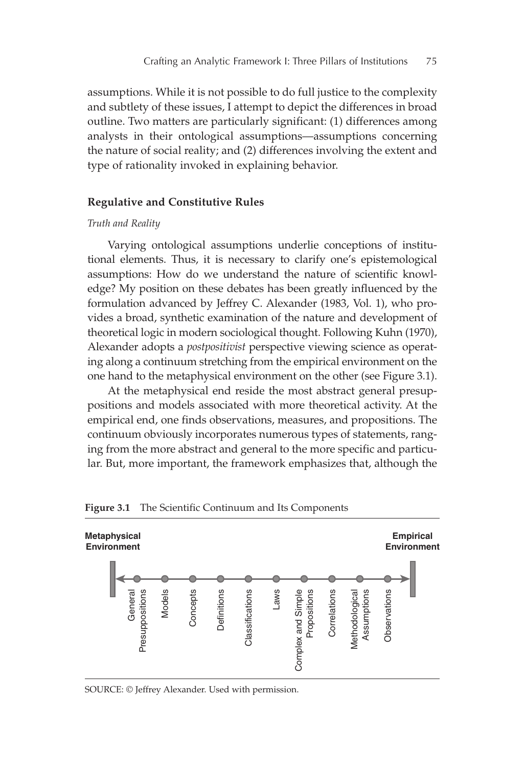assumptions. While it is not possible to do full justice to the complexity and subtlety of these issues, I attempt to depict the differences in broad outline. Two matters are particularly significant: (1) differences among analysts in their ontological assumptions—assumptions concerning the nature of social reality; and (2) differences involving the extent and type of rationality invoked in explaining behavior.

### Regulative and Constitutive Rules

#### *Truth and Reality*

Varying ontological assumptions underlie conceptions of institutional elements. Thus, it is necessary to clarify one's epistemological assumptions: How do we understand the nature of scientific knowledge? My position on these debates has been greatly influenced by the formulation advanced by Jeffrey C. Alexander (1983, Vol. 1), who provides a broad, synthetic examination of the nature and development of theoretical logic in modern sociological thought. Following Kuhn (1970), Alexander adopts a *postpositivist* perspective viewing science as operating along a continuum stretching from the empirical environment on the one hand to the metaphysical environment on the other (see Figure 3.1).

At the metaphysical end reside the most abstract general presuppositions and models associated with more theoretical activity. At the empirical end, one finds observations, measures, and propositions. The continuum obviously incorporates numerous types of statements, ranging from the more abstract and general to the more specific and particular. But, more important, the framework emphasizes that, although the

**Figure 3.1** The Scientific Continuum and Its Components

Metaphysical Environment ← General Presuppositions — Models — Concepts — Definitions — Classifications — Laws — Complex and Simple Propositions — Correlations — Methodological Assumptions — Observations → Empirical Environment

SOURCE: © Jeffrey Alexander. Used with permission.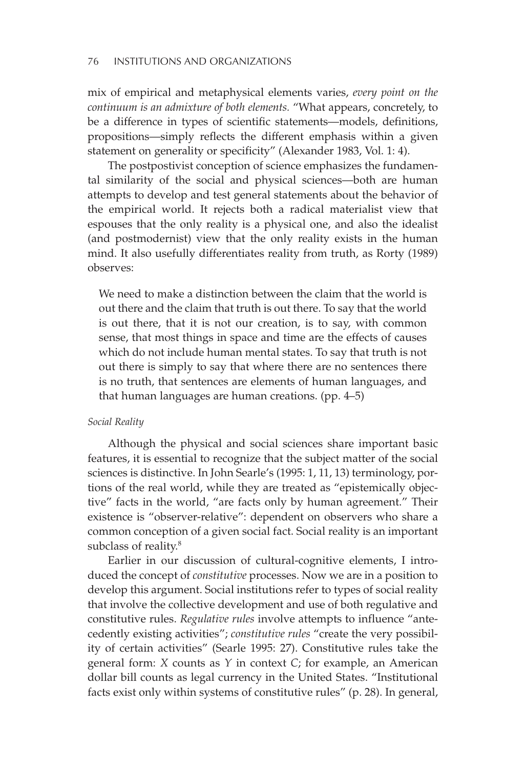mix of empirical and metaphysical elements varies, *every point on the continuum is an admixture of both elements.* "What appears, concretely, to be a difference in types of scientific statements—models, definitions, propositions—simply reflects the different emphasis within a given statement on generality or specificity" (Alexander 1983, Vol. 1: 4).

The postpostivist conception of science emphasizes the fundamental similarity of the social and physical sciences—both are human attempts to develop and test general statements about the behavior of the empirical world. It rejects both a radical materialist view that espouses that the only reality is a physical one, and also the idealist (and postmodernist) view that the only reality exists in the human mind. It also usefully differentiates reality from truth, as Rorty (1989) observes:

> We need to make a distinction between the claim that the world is out there and the claim that truth is out there. To say that the world is out there, that it is not our creation, is to say, with common sense, that most things in space and time are the effects of causes which do not include human mental states. To say that truth is not out there is simply to say that where there are no sentences there is no truth, that sentences are elements of human languages, and that human languages are human creations. (pp. 4–5)

*Social Reality*

Although the physical and social sciences share important basic features, it is essential to recognize that the subject matter of the social sciences is distinctive. In John Searle's (1995: 1, 11, 13) terminology, portions of the real world, while they are treated as "epistemically objective" facts in the world, "are facts only by human agreement." Their existence is "observer-relative": dependent on observers who share a common conception of a given social fact. Social reality is an important subclass of reality.[8]

Earlier in our discussion of cultural-cognitive elements, I introduced the concept of *constitutive* processes. Now we are in a position to develop this argument. Social institutions refer to types of social reality that involve the collective development and use of both regulative and constitutive rules. *Regulative rules* involve attempts to influence "antecedently existing activities"; *constitutive rules* "create the very possibility of certain activities" (Searle 1995: 27). Constitutive rules take the general form: *X* counts as *Y* in context *C*; for example, an American dollar bill counts as legal currency in the United States. "Institutional facts exist only within systems of constitutive rules" (p. 28). In general,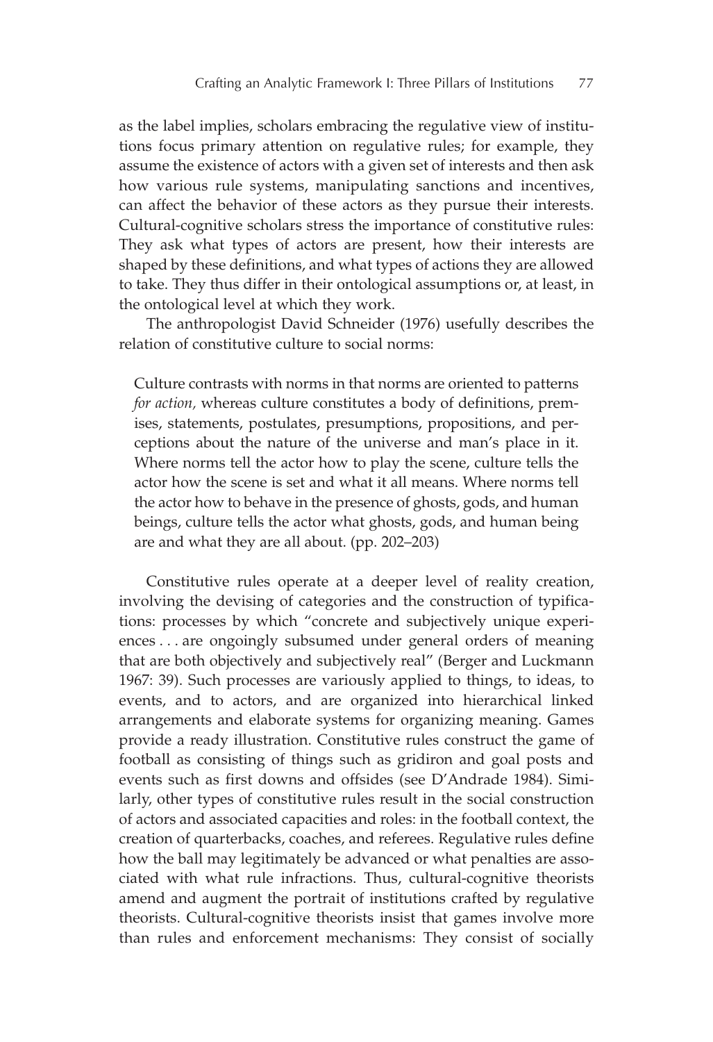as the label implies, scholars embracing the regulative view of institutions focus primary attention on regulative rules; for example, they assume the existence of actors with a given set of interests and then ask how various rule systems, manipulating sanctions and incentives, can affect the behavior of these actors as they pursue their interests. Cultural-cognitive scholars stress the importance of constitutive rules: They ask what types of actors are present, how their interests are shaped by these definitions, and what types of actions they are allowed to take. They thus differ in their ontological assumptions or, at least, in the ontological level at which they work.

The anthropologist David Schneider (1976) usefully describes the relation of constitutive culture to social norms:

> Culture contrasts with norms in that norms are oriented to patterns *for action,* whereas culture constitutes a body of definitions, premises, statements, postulates, presumptions, propositions, and perceptions about the nature of the universe and man's place in it. Where norms tell the actor how to play the scene, culture tells the actor how the scene is set and what it all means. Where norms tell the actor how to behave in the presence of ghosts, gods, and human beings, culture tells the actor what ghosts, gods, and human being are and what they are all about. (pp. 202–203)

Constitutive rules operate at a deeper level of reality creation, involving the devising of categories and the construction of typifications: processes by which "concrete and subjectively unique experiences . . . are ongoingly subsumed under general orders of meaning that are both objectively and subjectively real" (Berger and Luckmann 1967: 39). Such processes are variously applied to things, to ideas, to events, and to actors, and are organized into hierarchical linked arrangements and elaborate systems for organizing meaning. Games provide a ready illustration. Constitutive rules construct the game of football as consisting of things such as gridiron and goal posts and events such as first downs and offsides (see D'Andrade 1984). Similarly, other types of constitutive rules result in the social construction of actors and associated capacities and roles: in the football context, the creation of quarterbacks, coaches, and referees. Regulative rules define how the ball may legitimately be advanced or what penalties are associated with what rule infractions. Thus, cultural-cognitive theorists amend and augment the portrait of institutions crafted by regulative theorists. Cultural-cognitive theorists insist that games involve more than rules and enforcement mechanisms: They consist of socially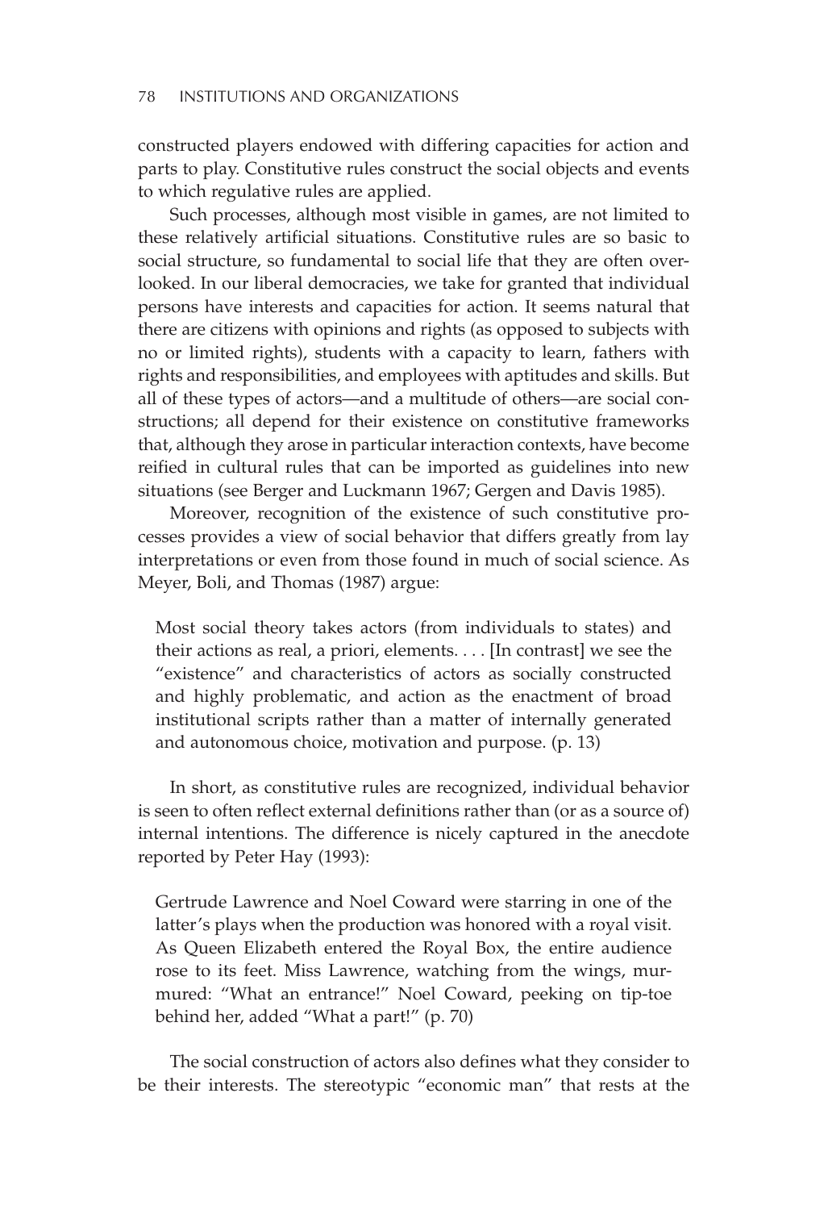constructed players endowed with differing capacities for action and parts to play. Constitutive rules construct the social objects and events to which regulative rules are applied.

Such processes, although most visible in games, are not limited to these relatively artificial situations. Constitutive rules are so basic to social structure, so fundamental to social life that they are often overlooked. In our liberal democracies, we take for granted that individual persons have interests and capacities for action. It seems natural that there are citizens with opinions and rights (as opposed to subjects with no or limited rights), students with a capacity to learn, fathers with rights and responsibilities, and employees with aptitudes and skills. But all of these types of actors—and a multitude of others—are social constructions; all depend for their existence on constitutive frameworks that, although they arose in particular interaction contexts, have become reified in cultural rules that can be imported as guidelines into new situations (see Berger and Luckmann 1967; Gergen and Davis 1985).

Moreover, recognition of the existence of such constitutive processes provides a view of social behavior that differs greatly from lay interpretations or even from those found in much of social science. As Meyer, Boli, and Thomas (1987) argue:

> Most social theory takes actors (from individuals to states) and their actions as real, a priori, elements. . . . [In contrast] we see the "existence" and characteristics of actors as socially constructed and highly problematic, and action as the enactment of broad institutional scripts rather than a matter of internally generated and autonomous choice, motivation and purpose. (p. 13)

In short, as constitutive rules are recognized, individual behavior is seen to often reflect external definitions rather than (or as a source of) internal intentions. The difference is nicely captured in the anecdote reported by Peter Hay (1993):

> Gertrude Lawrence and Noel Coward were starring in one of the latter's plays when the production was honored with a royal visit. As Queen Elizabeth entered the Royal Box, the entire audience rose to its feet. Miss Lawrence, watching from the wings, murmured: "What an entrance!" Noel Coward, peeking on tip-toe behind her, added "What a part!" (p. 70)

The social construction of actors also defines what they consider to be their interests. The stereotypic "economic man" that rests at the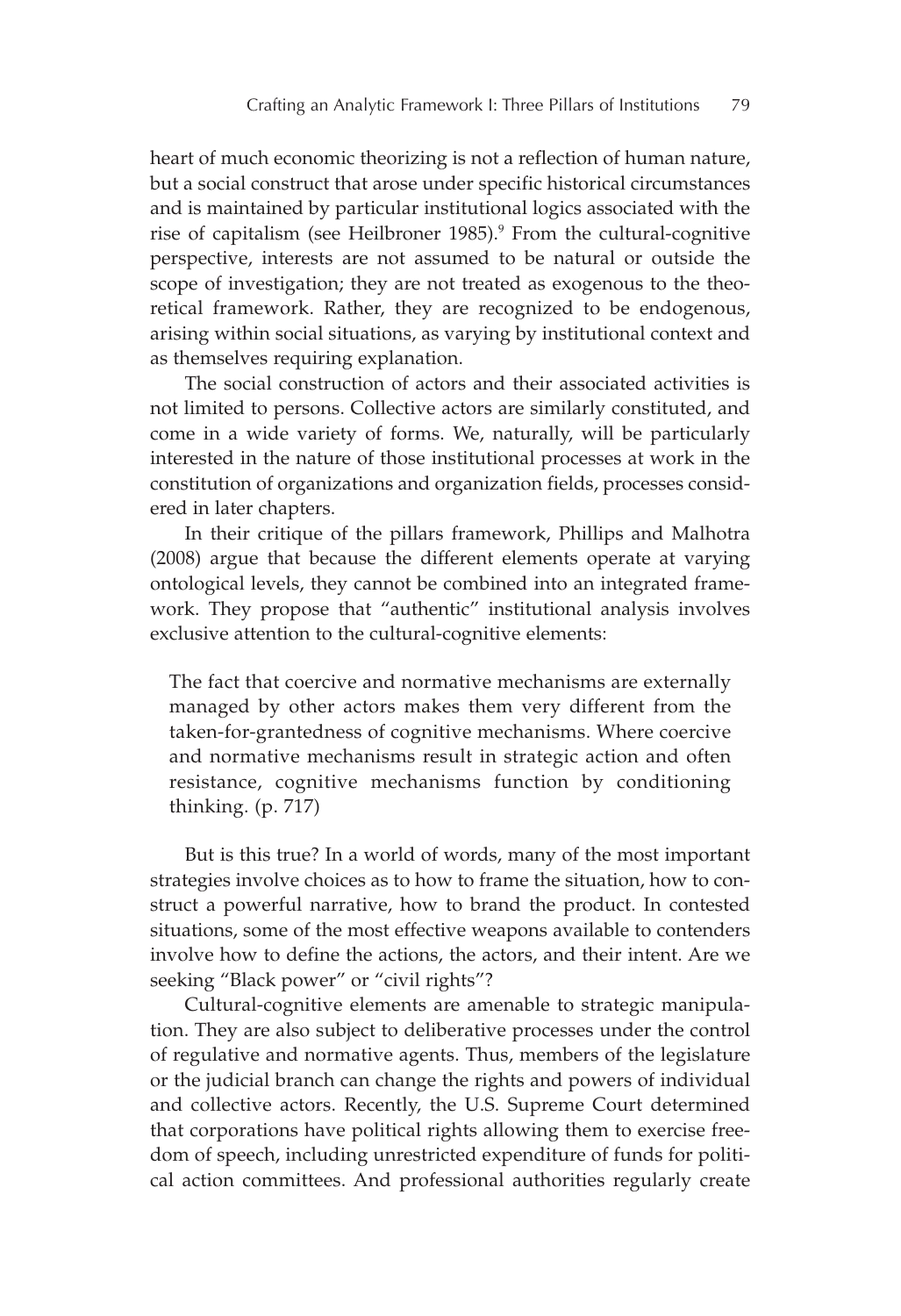heart of much economic theorizing is not a reflection of human nature, but a social construct that arose under specific historical circumstances and is maintained by particular institutional logics associated with the rise of capitalism (see Heilbroner 1985).[9] From the cultural-cognitive perspective, interests are not assumed to be natural or outside the scope of investigation; they are not treated as exogenous to the theoretical framework. Rather, they are recognized to be endogenous, arising within social situations, as varying by institutional context and as themselves requiring explanation.

The social construction of actors and their associated activities is not limited to persons. Collective actors are similarly constituted, and come in a wide variety of forms. We, naturally, will be particularly interested in the nature of those institutional processes at work in the constitution of organizations and organization fields, processes considered in later chapters.

In their critique of the pillars framework, Phillips and Malhotra (2008) argue that because the different elements operate at varying ontological levels, they cannot be combined into an integrated framework. They propose that "authentic" institutional analysis involves exclusive attention to the cultural-cognitive elements:

> The fact that coercive and normative mechanisms are externally managed by other actors makes them very different from the taken-for-grantedness of cognitive mechanisms. Where coercive and normative mechanisms result in strategic action and often resistance, cognitive mechanisms function by conditioning thinking. (p. 717)

But is this true? In a world of words, many of the most important strategies involve choices as to how to frame the situation, how to construct a powerful narrative, how to brand the product. In contested situations, some of the most effective weapons available to contenders involve how to define the actions, the actors, and their intent. Are we seeking "Black power" or "civil rights"?

Cultural-cognitive elements are amenable to strategic manipulation. They are also subject to deliberative processes under the control of regulative and normative agents. Thus, members of the legislature or the judicial branch can change the rights and powers of individual and collective actors. Recently, the U.S. Supreme Court determined that corporations have political rights allowing them to exercise freedom of speech, including unrestricted expenditure of funds for political action committees. And professional authorities regularly create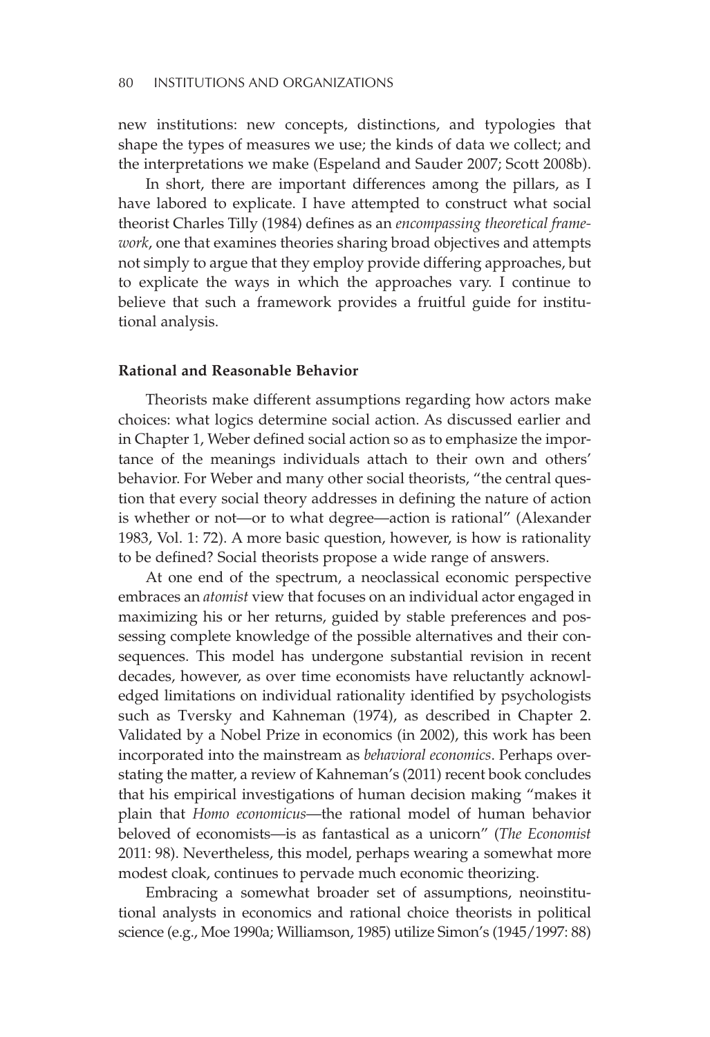new institutions: new concepts, distinctions, and typologies that shape the types of measures we use; the kinds of data we collect; and the interpretations we make (Espeland and Sauder 2007; Scott 2008b).

In short, there are important differences among the pillars, as I have labored to explicate. I have attempted to construct what social theorist Charles Tilly (1984) defines as an *encompassing theoretical framework*, one that examines theories sharing broad objectives and attempts not simply to argue that they employ provide differing approaches, but to explicate the ways in which the approaches vary. I continue to believe that such a framework provides a fruitful guide for institutional analysis.

### Rational and Reasonable Behavior

Theorists make different assumptions regarding how actors make choices: what logics determine social action. As discussed earlier and in Chapter 1, Weber defined social action so as to emphasize the importance of the meanings individuals attach to their own and others' behavior. For Weber and many other social theorists, "the central question that every social theory addresses in defining the nature of action is whether or not—or to what degree—action is rational" (Alexander 1983, Vol. 1: 72). A more basic question, however, is how is rationality to be defined? Social theorists propose a wide range of answers.

At one end of the spectrum, a neoclassical economic perspective embraces an *atomist* view that focuses on an individual actor engaged in maximizing his or her returns, guided by stable preferences and possessing complete knowledge of the possible alternatives and their consequences. This model has undergone substantial revision in recent decades, however, as over time economists have reluctantly acknowledged limitations on individual rationality identified by psychologists such as Tversky and Kahneman (1974), as described in Chapter 2. Validated by a Nobel Prize in economics (in 2002), this work has been incorporated into the mainstream as *behavioral economics*. Perhaps overstating the matter, a review of Kahneman's (2011) recent book concludes that his empirical investigations of human decision making "makes it plain that *Homo economicus*—the rational model of human behavior beloved of economists—is as fantastical as a unicorn" (*The Economist* 2011: 98). Nevertheless, this model, perhaps wearing a somewhat more modest cloak, continues to pervade much economic theorizing.

Embracing a somewhat broader set of assumptions, neoinstitutional analysts in economics and rational choice theorists in political science (e.g., Moe 1990a; Williamson, 1985) utilize Simon's (1945/1997: 88)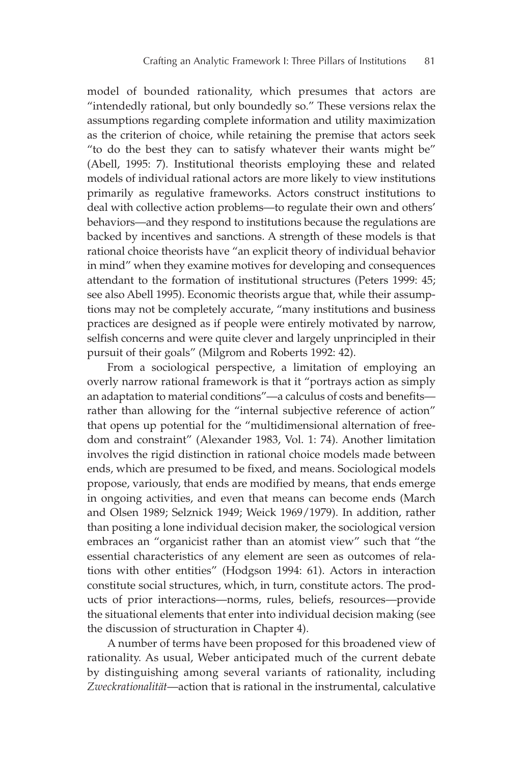model of bounded rationality, which presumes that actors are "intendedly rational, but only boundedly so." These versions relax the assumptions regarding complete information and utility maximization as the criterion of choice, while retaining the premise that actors seek "to do the best they can to satisfy whatever their wants might be" (Abell, 1995: 7). Institutional theorists employing these and related models of individual rational actors are more likely to view institutions primarily as regulative frameworks. Actors construct institutions to deal with collective action problems—to regulate their own and others' behaviors—and they respond to institutions because the regulations are backed by incentives and sanctions. A strength of these models is that rational choice theorists have "an explicit theory of individual behavior in mind" when they examine motives for developing and consequences attendant to the formation of institutional structures (Peters 1999: 45; see also Abell 1995). Economic theorists argue that, while their assumptions may not be completely accurate, "many institutions and business practices are designed as if people were entirely motivated by narrow, selfish concerns and were quite clever and largely unprincipled in their pursuit of their goals" (Milgrom and Roberts 1992: 42).

From a sociological perspective, a limitation of employing an overly narrow rational framework is that it "portrays action as simply an adaptation to material conditions"—a calculus of costs and benefits—rather than allowing for the "internal subjective reference of action" that opens up potential for the "multidimensional alternation of freedom and constraint" (Alexander 1983, Vol. 1: 74). Another limitation involves the rigid distinction in rational choice models made between ends, which are presumed to be fixed, and means. Sociological models propose, variously, that ends are modified by means, that ends emerge in ongoing activities, and even that means can become ends (March and Olsen 1989; Selznick 1949; Weick 1969/1979). In addition, rather than positing a lone individual decision maker, the sociological version embraces an "organicist rather than an atomist view" such that "the essential characteristics of any element are seen as outcomes of relations with other entities" (Hodgson 1994: 61). Actors in interaction constitute social structures, which, in turn, constitute actors. The products of prior interactions—norms, rules, beliefs, resources—provide the situational elements that enter into individual decision making (see the discussion of structuration in Chapter 4).

A number of terms have been proposed for this broadened view of rationality. As usual, Weber anticipated much of the current debate by distinguishing among several variants of rationality, including *Zweckrationalität*—action that is rational in the instrumental, calculative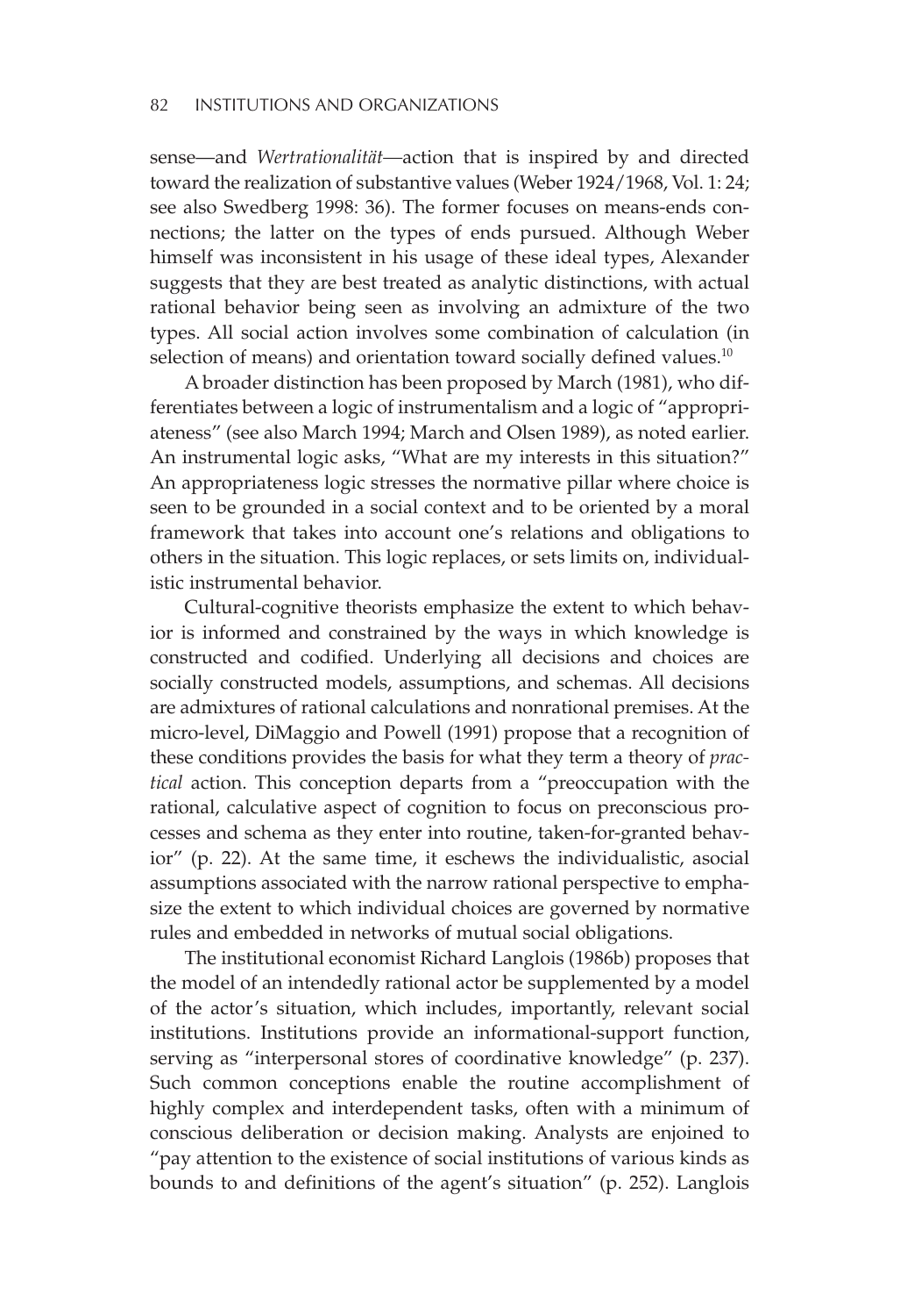sense—and *Wertrationalität*—action that is inspired by and directed toward the realization of substantive values (Weber 1924/1968, Vol. 1: 24; see also Swedberg 1998: 36). The former focuses on means-ends connections; the latter on the types of ends pursued. Although Weber himself was inconsistent in his usage of these ideal types, Alexander suggests that they are best treated as analytic distinctions, with actual rational behavior being seen as involving an admixture of the two types. All social action involves some combination of calculation (in selection of means) and orientation toward socially defined values.[10]

A broader distinction has been proposed by March (1981), who differentiates between a logic of instrumentalism and a logic of "appropriateness" (see also March 1994; March and Olsen 1989), as noted earlier. An instrumental logic asks, "What are my interests in this situation?" An appropriateness logic stresses the normative pillar where choice is seen to be grounded in a social context and to be oriented by a moral framework that takes into account one's relations and obligations to others in the situation. This logic replaces, or sets limits on, individualistic instrumental behavior.

Cultural-cognitive theorists emphasize the extent to which behavior is informed and constrained by the ways in which knowledge is constructed and codified. Underlying all decisions and choices are socially constructed models, assumptions, and schemas. All decisions are admixtures of rational calculations and nonrational premises. At the micro-level, DiMaggio and Powell (1991) propose that a recognition of these conditions provides the basis for what they term a theory of *practical* action. This conception departs from a "preoccupation with the rational, calculative aspect of cognition to focus on preconscious processes and schema as they enter into routine, taken-for-granted behavior" (p. 22). At the same time, it eschews the individualistic, asocial assumptions associated with the narrow rational perspective to emphasize the extent to which individual choices are governed by normative rules and embedded in networks of mutual social obligations.

The institutional economist Richard Langlois (1986b) proposes that the model of an intendedly rational actor be supplemented by a model of the actor's situation, which includes, importantly, relevant social institutions. Institutions provide an informational-support function, serving as "interpersonal stores of coordinative knowledge" (p. 237). Such common conceptions enable the routine accomplishment of highly complex and interdependent tasks, often with a minimum of conscious deliberation or decision making. Analysts are enjoined to "pay attention to the existence of social institutions of various kinds as bounds to and definitions of the agent's situation" (p. 252). Langlois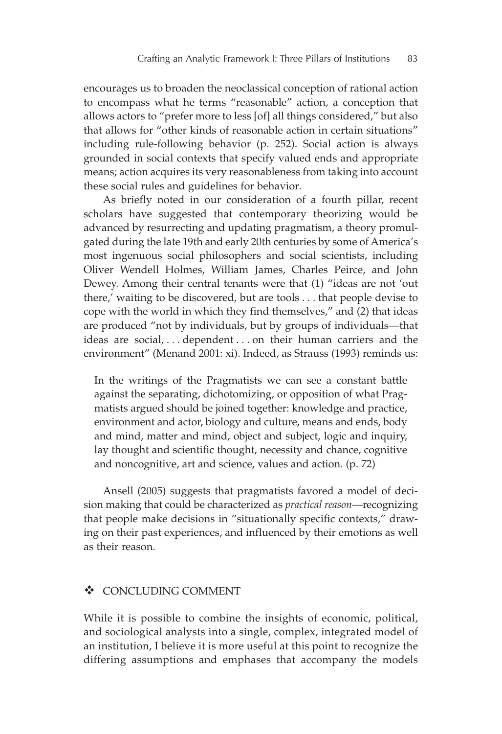encourages us to broaden the neoclassical conception of rational action to encompass what he terms "reasonable" action, a conception that allows actors to "prefer more to less [of] all things considered," but also that allows for "other kinds of reasonable action in certain situations" including rule-following behavior (p. 252). Social action is always grounded in social contexts that specify valued ends and appropriate means; action acquires its very reasonableness from taking into account these social rules and guidelines for behavior.

As briefly noted in our consideration of a fourth pillar, recent scholars have suggested that contemporary theorizing would be advanced by resurrecting and updating pragmatism, a theory promulgated during the late 19th and early 20th centuries by some of America's most ingenuous social philosophers and social scientists, including Oliver Wendell Holmes, William James, Charles Peirce, and John Dewey. Among their central tenants were that (1) "ideas are not 'out there,' waiting to be discovered, but are tools . . . that people devise to cope with the world in which they find themselves," and (2) that ideas are produced "not by individuals, but by groups of individuals—that ideas are social, . . . dependent . . . on their human carriers and the environment" (Menand 2001: xi). Indeed, as Strauss (1993) reminds us:

> In the writings of the Pragmatists we can see a constant battle against the separating, dichotomizing, or opposition of what Pragmatists argued should be joined together: knowledge and practice, environment and actor, biology and culture, means and ends, body and mind, matter and mind, object and subject, logic and inquiry, lay thought and scientific thought, necessity and chance, cognitive and noncognitive, art and science, values and action. (p. 72)

Ansell (2005) suggests that pragmatists favored a model of decision making that could be characterized as *practical reason*—recognizing that people make decisions in "situationally specific contexts," drawing on their past experiences, and influenced by their emotions as well as their reason.

## ❖ CONCLUDING COMMENT

While it is possible to combine the insights of economic, political, and sociological analysts into a single, complex, integrated model of an institution, I believe it is more useful at this point to recognize the differing assumptions and emphases that accompany the models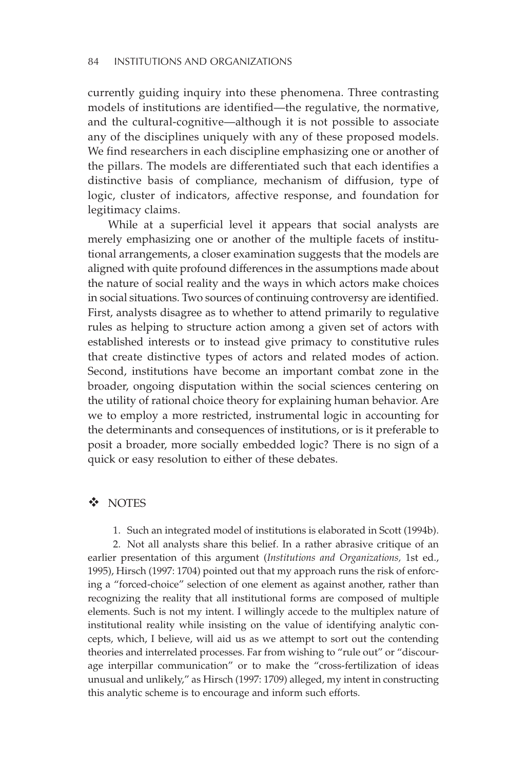currently guiding inquiry into these phenomena. Three contrasting models of institutions are identified—the regulative, the normative, and the cultural-cognitive—although it is not possible to associate any of the disciplines uniquely with any of these proposed models. We find researchers in each discipline emphasizing one or another of the pillars. The models are differentiated such that each identifies a distinctive basis of compliance, mechanism of diffusion, type of logic, cluster of indicators, affective response, and foundation for legitimacy claims.

While at a superficial level it appears that social analysts are merely emphasizing one or another of the multiple facets of institutional arrangements, a closer examination suggests that the models are aligned with quite profound differences in the assumptions made about the nature of social reality and the ways in which actors make choices in social situations. Two sources of continuing controversy are identified. First, analysts disagree as to whether to attend primarily to regulative rules as helping to structure action among a given set of actors with established interests or to instead give primacy to constitutive rules that create distinctive types of actors and related modes of action. Second, institutions have become an important combat zone in the broader, ongoing disputation within the social sciences centering on the utility of rational choice theory for explaining human behavior. Are we to employ a more restricted, instrumental logic in accounting for the determinants and consequences of institutions, or is it preferable to posit a broader, more socially embedded logic? There is no sign of a quick or easy resolution to either of these debates.

## ❖ NOTES

1. Such an integrated model of institutions is elaborated in Scott (1994b).

2. Not all analysts share this belief. In a rather abrasive critique of an earlier presentation of this argument (*Institutions and Organizations,* 1st ed., 1995), Hirsch (1997: 1704) pointed out that my approach runs the risk of enforcing a "forced-choice" selection of one element as against another, rather than recognizing the reality that all institutional forms are composed of multiple elements. Such is not my intent. I willingly accede to the multiplex nature of institutional reality while insisting on the value of identifying analytic concepts, which, I believe, will aid us as we attempt to sort out the contending theories and interrelated processes. Far from wishing to "rule out" or "discourage interpillar communication" or to make the "cross-fertilization of ideas unusual and unlikely," as Hirsch (1997: 1709) alleged, my intent in constructing this analytic scheme is to encourage and inform such efforts.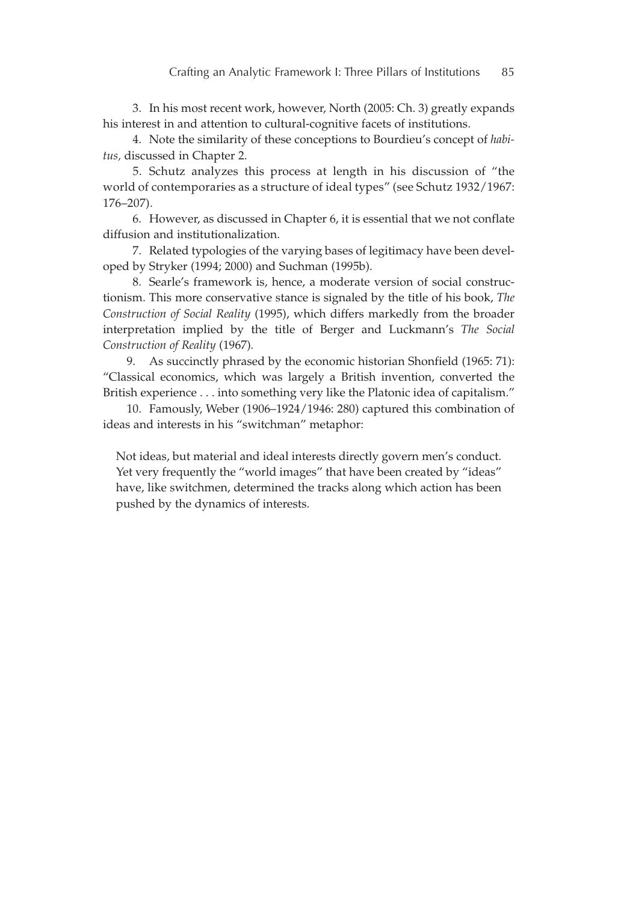3. In his most recent work, however, North (2005: Ch. 3) greatly expands his interest in and attention to cultural-cognitive facets of institutions.

4. Note the similarity of these conceptions to Bourdieu's concept of *habitus,* discussed in Chapter 2.

5. Schutz analyzes this process at length in his discussion of "the world of contemporaries as a structure of ideal types" (see Schutz 1932/1967: 176–207).

6. However, as discussed in Chapter 6, it is essential that we not conflate diffusion and institutionalization.

7. Related typologies of the varying bases of legitimacy have been developed by Stryker (1994; 2000) and Suchman (1995b).

8. Searle's framework is, hence, a moderate version of social constructionism. This more conservative stance is signaled by the title of his book, *The Construction of Social Reality* (1995), which differs markedly from the broader interpretation implied by the title of Berger and Luckmann's *The Social Construction of Reality* (1967).

9. As succinctly phrased by the economic historian Shonfield (1965: 71): "Classical economics, which was largely a British invention, converted the British experience . . . into something very like the Platonic idea of capitalism."

10. Famously, Weber (1906–1924/1946: 280) captured this combination of ideas and interests in his "switchman" metaphor:

> Not ideas, but material and ideal interests directly govern men's conduct. Yet very frequently the "world images" that have been created by "ideas" have, like switchmen, determined the tracks along which action has been pushed by the dynamics of interests.